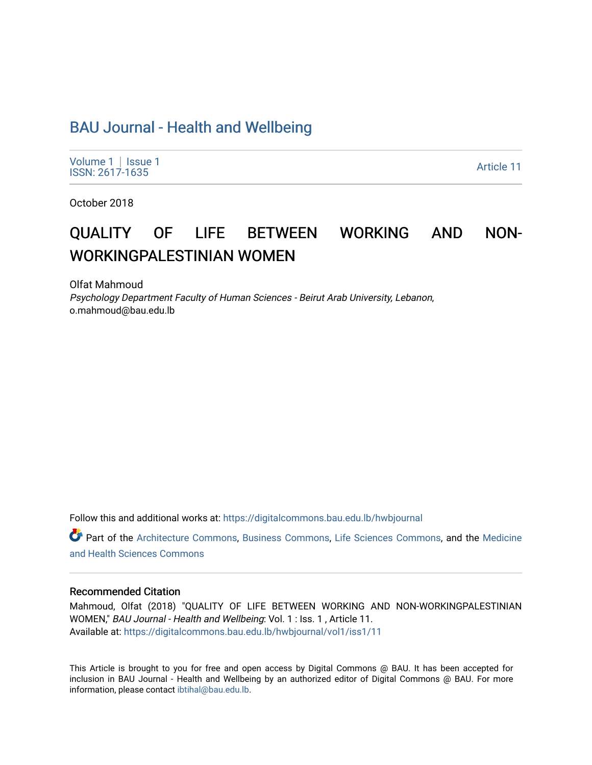# BAU Journal - Health and Wellbeing

Volume 1 | Issue 1
ISSN: 2617-1635

Article 11

October 2018

# QUALITY OF LIFE BETWEEN WORKING AND NON-WORKINGPALESTINIAN WOMEN

Olfat Mahmoud
*Psychology Department Faculty of Human Sciences - Beirut Arab University, Lebanon*, o.mahmoud@bau.edu.lb

Follow this and additional works at: https://digitalcommons.bau.edu.lb/hwbjournal

Part of the Architecture Commons, Business Commons, Life Sciences Commons, and the Medicine and Health Sciences Commons

## Recommended Citation

Mahmoud, Olfat (2018) "QUALITY OF LIFE BETWEEN WORKING AND NON-WORKINGPALESTINIAN WOMEN," *BAU Journal - Health and Wellbeing*: Vol. 1 : Iss. 1 , Article 11.
Available at: https://digitalcommons.bau.edu.lb/hwbjournal/vol1/iss1/11

This Article is brought to you for free and open access by Digital Commons @ BAU. It has been accepted for inclusion in BAU Journal - Health and Wellbeing by an authorized editor of Digital Commons @ BAU. For more information, please contact ibtihal@bau.edu.lb.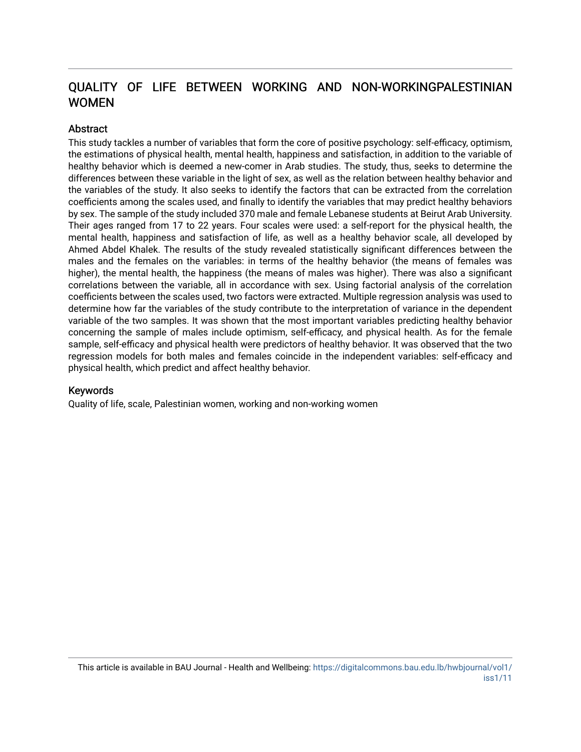# QUALITY OF LIFE BETWEEN WORKING AND NON-WORKINGPALESTINIAN WOMEN

## Abstract

This study tackles a number of variables that form the core of positive psychology: self-efficacy, optimism, the estimations of physical health, mental health, happiness and satisfaction, in addition to the variable of healthy behavior which is deemed a new-comer in Arab studies. The study, thus, seeks to determine the differences between these variable in the light of sex, as well as the relation between healthy behavior and the variables of the study. It also seeks to identify the factors that can be extracted from the correlation coefficients among the scales used, and finally to identify the variables that may predict healthy behaviors by sex. The sample of the study included 370 male and female Lebanese students at Beirut Arab University. Their ages ranged from 17 to 22 years. Four scales were used: a self-report for the physical health, the mental health, happiness and satisfaction of life, as well as a healthy behavior scale, all developed by Ahmed Abdel Khalek. The results of the study revealed statistically significant differences between the males and the females on the variables: in terms of the healthy behavior (the means of females was higher), the mental health, the happiness (the means of males was higher). There was also a significant correlations between the variable, all in accordance with sex. Using factorial analysis of the correlation coefficients between the scales used, two factors were extracted. Multiple regression analysis was used to determine how far the variables of the study contribute to the interpretation of variance in the dependent variable of the two samples. It was shown that the most important variables predicting healthy behavior concerning the sample of males include optimism, self-efficacy, and physical health. As for the female sample, self-efficacy and physical health were predictors of healthy behavior. It was observed that the two regression models for both males and females coincide in the independent variables: self-efficacy and physical health, which predict and affect healthy behavior.

## Keywords

Quality of life, scale, Palestinian women, working and non-working women

This article is available in BAU Journal - Health and Wellbeing: https://digitalcommons.bau.edu.lb/hwbjournal/vol1/iss1/11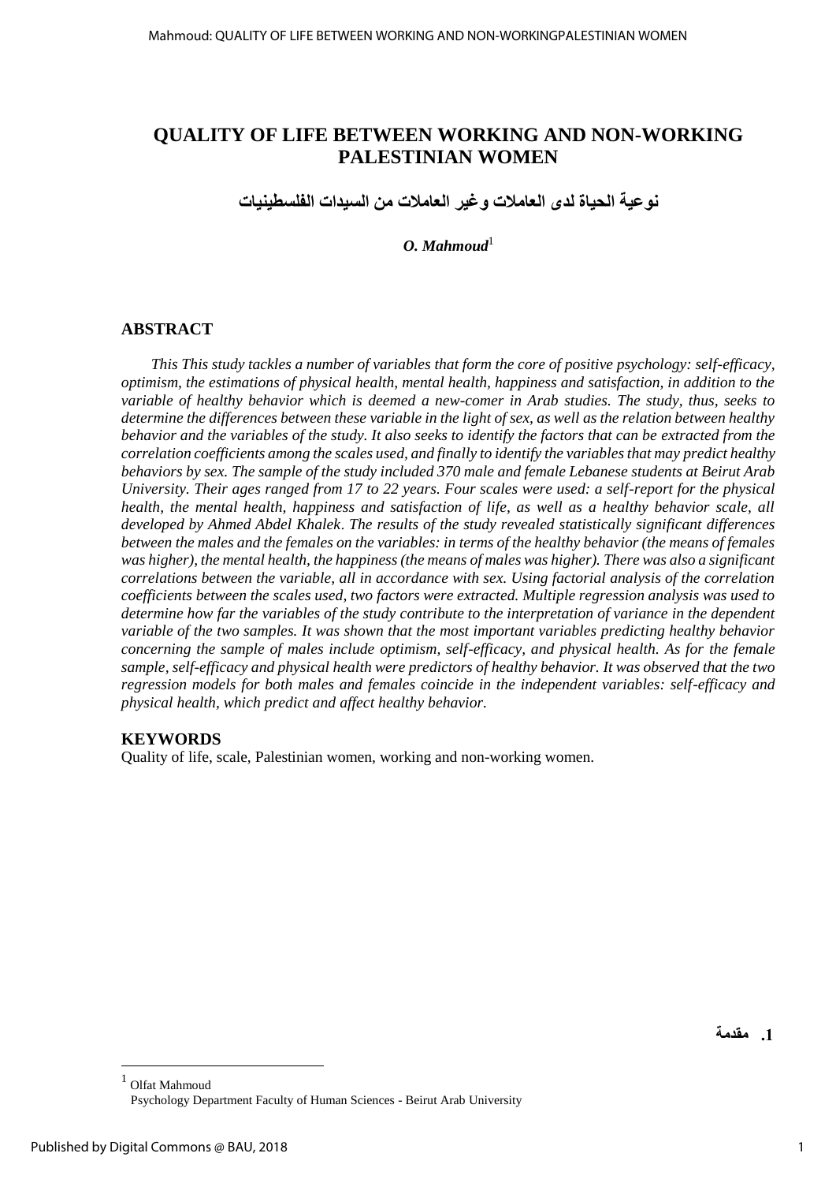# QUALITY OF LIFE BETWEEN WORKING AND NON-WORKING PALESTINIAN WOMEN

## نوعية الحياة لدى العاملات وغير العاملات من السيدات الفلسطينيات

***O. Mahmoud***[1]

## ABSTRACT

*This This study tackles a number of variables that form the core of positive psychology: self-efficacy, optimism, the estimations of physical health, mental health, happiness and satisfaction, in addition to the variable of healthy behavior which is deemed a new-comer in Arab studies. The study, thus, seeks to determine the differences between these variable in the light of sex, as well as the relation between healthy behavior and the variables of the study. It also seeks to identify the factors that can be extracted from the correlation coefficients among the scales used, and finally to identify the variables that may predict healthy behaviors by sex. The sample of the study included 370 male and female Lebanese students at Beirut Arab University. Their ages ranged from 17 to 22 years. Four scales were used: a self-report for the physical health, the mental health, happiness and satisfaction of life, as well as a healthy behavior scale, all developed by Ahmed Abdel Khalek. The results of the study revealed statistically significant differences between the males and the females on the variables: in terms of the healthy behavior (the means of females was higher), the mental health, the happiness (the means of males was higher). There was also a significant correlations between the variable, all in accordance with sex. Using factorial analysis of the correlation coefficients between the scales used, two factors were extracted. Multiple regression analysis was used to determine how far the variables of the study contribute to the interpretation of variance in the dependent variable of the two samples. It was shown that the most important variables predicting healthy behavior concerning the sample of males include optimism, self-efficacy, and physical health. As for the female sample, self-efficacy and physical health were predictors of healthy behavior. It was observed that the two regression models for both males and females coincide in the independent variables: self-efficacy and physical health, which predict and affect healthy behavior.*

## KEYWORDS

Quality of life, scale, Palestinian women, working and non-working women.

## 1. مقدمة

[1] Olfat Mahmoud
Psychology Department Faculty of Human Sciences - Beirut Arab University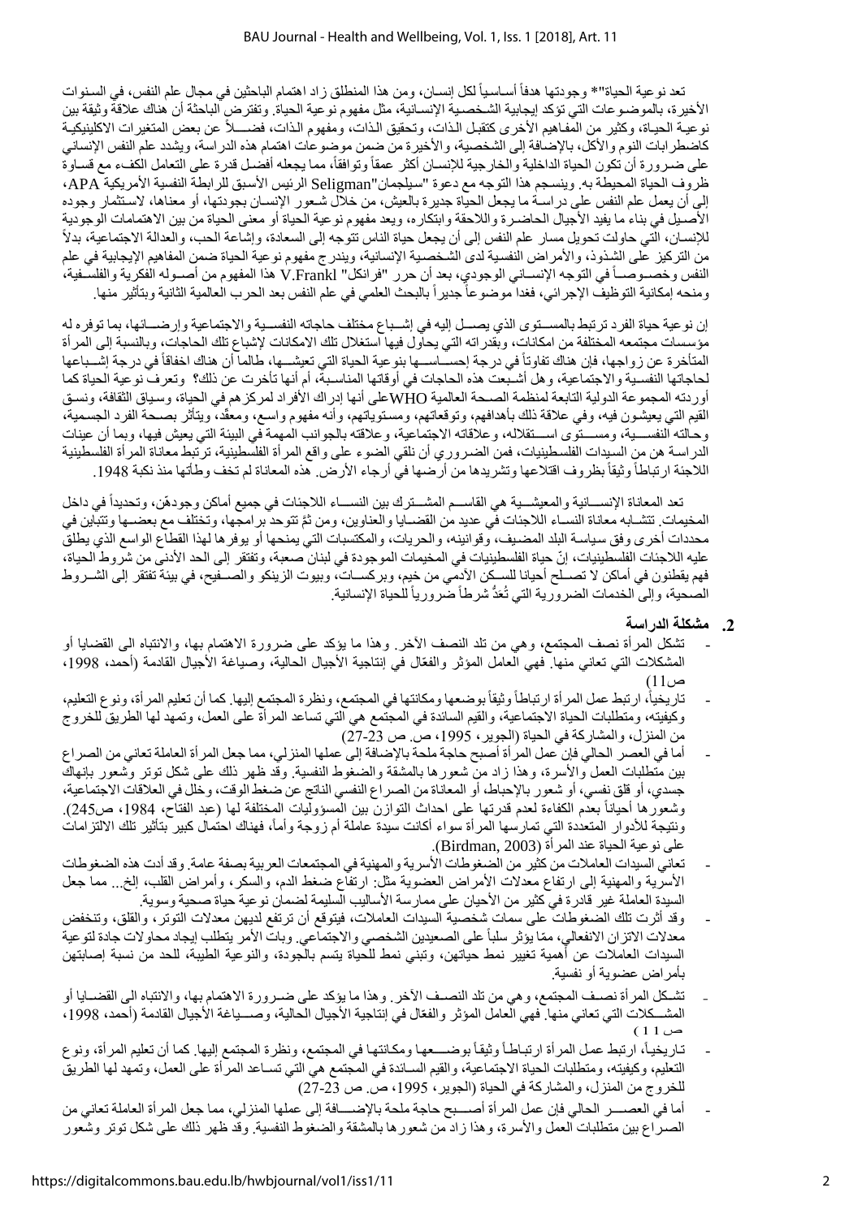تعد نوعية الحياة"* وجودتها هدفاً أساسياً لكل إنسان، ومن هذا المنطلق زاد اهتمام الباحثين في مجال علم النفس، في السنوات الأخيرة، بالموضوعات التي تؤكد إيجابية الشخصية الإنسانية، مثل مفهوم نوعية الحياة. وتفترض الباحثة أن هناك علاقة وثيقة بين نوعية الحياة، وكثير من المفاهيم الأخرى كتقبل الذات، وتحقيق الذات، ومفهوم الذات، فضــلاً عن بعض المتغيرات الاكلينيكية كاضطرابات النوم والأكل، بالإضافة إلى الشخصية، والأخيرة من ضمن موضوعات اهتمام هذه الدراسة، ويشدد علم النفس الإنساني على ضرورة أن تكون الحياة الداخلية والخارجية للإنسان أكثر عمقاً وتوافقاً، مما يجعله أفضل قدرة على التعامل الكفء مع قساوة ظروف الحياة المحيطة به. وينسجم هذا التوجه مع دعوة "سيلجمان"Seligman الرئيس الأسبق للرابطة النفسية الأمريكية APA، إلى أن يعمل علم النفس على دراسة ما يجعل الحياة جديرة بالعيش، من خلال شعور الإنسان بجودتها، أو معناها، لاستثمار وجوده الأصيل في بناء ما يفيد الأجيال الحاضرة واللاحقة وابتكاره، ويعد مفهوم نوعية الحياة أو معنى الحياة من بين الاهتمامات الوجودية للإنسان، التي حاولت تحويل مسار علم النفس إلى أن يجعل حياة الناس تتوجه إلى السعادة، وإشاعة الحب، والعدالة الاجتماعية، بدلاً من التركيز على الشذوذ، والأمراض النفسية لدى الشخصية الإنسانية، ويندرج مفهوم نوعية الحياة ضمن المفاهيم الإيجابية في علم النفس وخصوصاً في التوجه الإنساني الوجودي، بعد أن حرر "فرانكل" V.Frankl هذا المفهوم من أصوله الفكرية والفلسفية، ومنحه إمكانية التوظيف الإجرائي، فغدا موضوعاً جديراً بالبحث العلمي في علم النفس بعد الحرب العالمية الثانية وبتأثير منها.

إن نوعية حياة الفرد ترتبط بالمستوى الذي يصل إليه في إشباع مختلف حاجاته النفسية والاجتماعية وإرضائها، بما توفره له مؤسسات مجتمعه المختلفة من امكانات، وبقدراته التي يحاول فيها استغلال تلك الامكانات لإشباع تلك الحاجات، وبالنسبة إلى المرأة المتأخرة عن زواجها، فإن هناك تفاوتاً في درجة إحساسها بنوعية الحياة التي تعيشها، طالما أن هناك اخفاقاً في درجة إشباعها لحاجاتها النفسية والاجتماعية، وهل أشبعت هذه الحاجات في أوقاتها المناسبة، أم أنها تأخرت عن ذلك؟ وتعرف نوعية الحياة كما أوردته المجموعة الدولية التابعة لمنظمة الصحة العالمية WHOعلى أنها إدراك الأفراد لمركزهم في الحياة، وسياق الثقافة، ونسق القيم التي يعيشون فيه، وفي علاقة ذلك بأهدافهم، وتوقعاتهم، ومستوياتهم، وأنه مفهوم واسع، ومعقّد، ويتأثر بصحة الفرد الجسمية، وحالته النفسية، ومستوى استقلاله، وعلاقاته الاجتماعية، وعلاقته بالجوانب المهمة في البيئة التي يعيش فيها، وبما أن عينات الدراسة هن من السيدات الفلسطينيات، فمن الضروري أن نلقي الضوء على واقع المرأة الفلسطينية، ترتبط معاناة المرأة الفلسطينية اللاجئة ارتباطاً وثيقاً بظروف اقتلاعها وتشريدها من أرضها في أرجاء الأرض. هذه المعاناة لم تخف وطأتها منذ نكبة 1948.

تعد المعاناة الإنسانية والمعيشية هي القاسم المشترك بين النساء اللاجئات في جميع أماكن وجودهنّ، وتحديداً في داخل المخيمات. تتشابه معاناة النساء اللاجئات في عديد من القضايا والعناوين، ومن ثمَّ تتوحد برامجها، وتختلف مع بعضها وتتباين في محددات أخرى وفق سياسة البلد المضيف، وقوانينه، والحريات، والمكتسبات التي يمنحها أو يوفرها لهذا القطاع الواسع الذي يطلق عليه اللاجئات الفلسطينيات، إنّ حياة الفلسطينيات في المخيمات الموجودة في لبنان صعبة، وتفتقر إلى الحد الأدنى من شروط الحياة، فهم يقطنون في أماكن لا تصلح أحيانا للسكن الآدمي من خيم، وبركسات، وبيوت الزينكو والصفيح، في بيئة تفتقر إلى الشروط الصحية، وإلى الخدمات الضرورية التي تُعدُّ شرطاً ضرورياً للحياة الإنسانية.

## 2. مشكلة الدراسة

- تشكل المرأة نصف المجتمع، وهي من تلد النصف الآخر. وهذا ما يؤكد على ضرورة الاهتمام بها، والانتباه الى القضايا أو المشكلات التي تعاني منها. فهي العامل المؤثر والفعّال في إنتاجية الأجيال الحالية، وصياغة الأجيال القادمة (أحمد، 1998، ص11)
- تاريخياً، ارتبط عمل المرأة ارتباطاً وثيقاً بوضعها ومكانتها في المجتمع، ونظرة المجتمع إليها. كما أن تعليم المرأة، ونوع التعليم، وكيفيته، ومتطلبات الحياة الاجتماعية، والقيم السائدة في المجتمع هي التي تساعد المرأة على العمل، وتمهد لها الطريق للخروج من المنزل، والمشاركة في الحياة (الجوير، 1995، ص. ص 23-27)
- أما في العصر الحالي فإن عمل المرأة أصبح حاجة ملحة بالإضافة إلى عملها المنزلي، مما جعل المرأة العاملة تعاني من الصراع بين متطلبات العمل والأسرة، وهذا زاد من شعورها بالمشقة والضغوط النفسية. وقد ظهر ذلك على شكل توتر وشعور بإنهاك جسدي، أو قلق نفسي، أو شعور بالإحباط، أو المعاناة من الصراع النفسي الناتج عن ضغط الوقت، وخلل في العلاقات الاجتماعية، وشعورها أحياناً بعدم الكفاءة لعدم قدرتها على احداث التوازن بين المسؤوليات المختلفة لها (عبد الفتاح، 1984، ص245). ونتيجة للأدوار المتعددة التي تمارسها المرأة سواء أكانت سيدة عاملة أم زوجة وأماً، فهناك احتمال كبير بتأثير تلك الالتزامات على نوعية الحياة عند المرأة (Birdman, 2003).
- تعاني السيدات العاملات من كثير من الضغوطات الأسرية والمهنية في المجتمعات العربية بصفة عامة. وقد أدت هذه الضغوطات الأسرية والمهنية إلى ارتفاع معدلات الأمراض العضوية مثل: ارتفاع ضغط الدم، والسكر، وأمراض القلب، إلخ... مما جعل السيدة العاملة غير قادرة في كثير من الأحيان على ممارسة الأساليب السليمة لضمان نوعية حياة صحية وسوية.
- وقد أثرت تلك الضغوطات على سمات شخصية السيدات العاملات، فيتوقع أن ترتفع لديهن معدلات التوتر، والقلق، وتنخفض معدلات الاتزان الانفعالي، ممّا يؤثر سلباً على الصعيدين الشخصي والاجتماعي. وبات الأمر يتطلب إيجاد محاولات جادة لتوعية السيدات العاملات عن أهمية تغيير نمط حياتهن، وتبني نمط للحياة يتسم بالجودة، والنوعية الطيبة، للحد من نسبة إصابتهن بأمراض عضوية أو نفسية.
- تشكل المرأة نصف المجتمع، وهي من تلد النصف الآخر. وهذا ما يؤكد على ضرورة الاهتمام بها، والانتباه الى القضايا أو المشكلات التي تعاني منها. فهي العامل المؤثر والفعّال في إنتاجية الأجيال الحالية، وصياغة الأجيال القادمة (أحمد، 1998، ص 11)
- تاريخياً، ارتبط عمل المرأة ارتباطاً وثيقاً بوضعها ومكانتها في المجتمع، ونظرة المجتمع إليها. كما أن تعليم المرأة، ونوع التعليم، وكيفيته، ومتطلبات الحياة الاجتماعية، والقيم السائدة في المجتمع هي التي تساعد المرأة على العمل، وتمهد لها الطريق للخروج من المنزل، والمشاركة في الحياة (الجوير، 1995، ص. ص 23-27)
- أما في العصر الحالي فإن عمل المرأة أصبح حاجة ملحة بالإضافة إلى عملها المنزلي، مما جعل المرأة العاملة تعاني من الصراع بين متطلبات العمل والأسرة، وهذا زاد من شعورها بالمشقة والضغوط النفسية. وقد ظهر ذلك على شكل توتر وشعور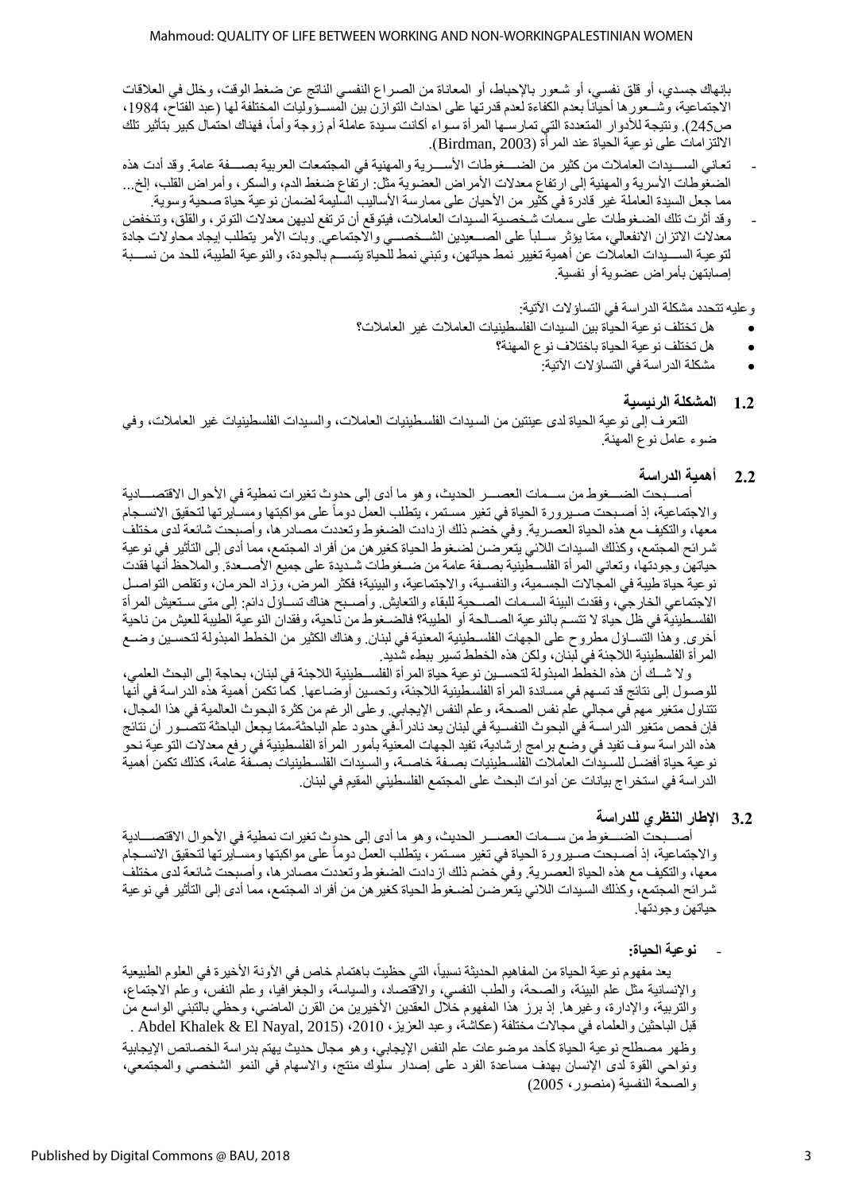بإنهاك جسدي، أو قلق نفسي، أو شعور بالإحباط، أو المعاناة من الصراع النفسي الناتج عن ضغط الوقت، وخلل في العلاقات الاجتماعية، وشعورها أحياناً بعدم الكفاءة لعدم قدرتها على احداث التوازن بين المسؤوليات المختلفة لها (عبد الفتاح، 1984، ص245). ونتيجة للأدوار المتعددة التي تمارسها المرأة سواء أكانت سيدة عاملة أم زوجة وأماً، فهناك احتمال كبير بتأثير تلك الالتزامات على نوعية الحياة عند المرأة (Birdman, 2003).

- تعاني السيدات العاملات من كثير من الضغوطات الأسرية والمهنية في المجتمعات العربية بصفة عامة. وقد أدت هذه الضغوطات الأسرية والمهنية إلى ارتفاع معدلات الأمراض العضوية مثل: ارتفاع ضغط الدم، والسكر، وأمراض القلب، إلخ... مما جعل السيدة العاملة غير قادرة في كثير من الأحيان على ممارسة الأساليب السليمة لضمان نوعية حياة صحية وسوية.
- وقد أثرت تلك الضغوطات على سمات شخصية السيدات العاملات، فيتوقع أن ترتفع لديهن معدلات التوتر، والقلق، وتنخفض معدلات الاتزان الانفعالي، ممّا يؤثر سلباً على الصعيدين الشخصي والاجتماعي. وبات الأمر يتطلب إيجاد محاولات جادة لتوعية السيدات العاملات عن أهمية تغيير نمط حياتهن، وتبني نمط للحياة يتسم بالجودة، والنوعية الطيبة، للحد من نسبة إصابتهن بأمراض عضوية أو نفسية.

وعليه تتحدد مشكلة الدراسة في التساؤلات الآتية:

- هل تختلف نوعية الحياة بين السيدات الفلسطينيات العاملات غير العاملات؟
- هل تختلف نوعية الحياة باختلاف نوع المهنة؟
- مشكلة الدراسة في التساؤلات الآتية:

## 1.2 المشكلة الرئيسية

التعرف إلى نوعية الحياة لدى عينتين من السيدات الفلسطينيات العاملات، والسيدات الفلسطينيات غير العاملات، وفي ضوء عامل نوع المهنة.

## 2.2 أهمية الدراسة

أصبحت الضغوط من سمات العصر الحديث، وهو ما أدى إلى حدوث تغيرات نمطية في الأحوال الاقتصادية والاجتماعية، إذ أصبحت صيرورة الحياة في تغير مستمر، يتطلب العمل دوماً على مواكبتها ومسايرتها لتحقيق الانسجام معها، والتكيف مع هذه الحياة العصرية. وفي خضم ذلك ازدادت الضغوط وتعددت مصادرها، وأصبحت شائعة لدى مختلف شرائح المجتمع، وكذلك السيدات اللائي يتعرضن لضغوط الحياة كغيرهن من أفراد المجتمع، مما أدى إلى التأثير في نوعية حياتهن وجودتها، وتعاني المرأة الفلسطينية بصفة عامة من ضغوطات شديدة على جميع الأصعدة. والملاحظ أنها فقدت نوعية حياة طيبة في المجالات الجسمية، والنفسية، والاجتماعية، والبيئية؛ فكثر المرض، وزاد الحرمان، وتقلص التواصل الاجتماعي الخارجي، وفقدت البيئة السمات الصحية للبقاء والتعايش. وأصبح هناك تساؤل دائم: إلى متى ستعيش المرأة الفلسطينية في ظل حياة لا تتسم بالنوعية الصالحة أو الطيبة؟ فالضغوط من ناحية، وفقدان النوعية الطيبة للعيش من ناحية أخرى. وهذا التساؤل مطروح على الجهات الفلسطينية المعنية في لبنان. وهناك الكثير من الخطط المبذولة لتحسين وضع المرأة الفلسطينية اللاجئة في لبنان، ولكن هذه الخطط تسير ببطء شديد.

ولا شك أن هذه الخطط المبذولة لتحسين نوعية حياة المرأة الفلسطينية اللاجئة في لبنان، بحاجة إلى البحث العلمي، للوصول إلى نتائج قد تسهم في مساندة المرأة الفلسطينية اللاجئة، وتحسين أوضاعها. كما تكمن أهمية هذه الدراسة في أنها تتناول متغير مهم في مجالي علم نفس الصحة، وعلم النفس الإيجابي. وعلى الرغم من كثرة البحوث العالمية في هذا المجال، فإن فحص متغير الدراسة في البحوث النفسية في لبنان يعد نادراً-في حدود علم الباحثة-ممّا يجعل الباحثة تتصور أن نتائج هذه الدراسة سوف تفيد في وضع برامج إرشادية، تفيد الجهات المعنية بأمور المرأة الفلسطينية في رفع معدلات التوعية نحو نوعية حياة أفضل للسيدات العاملات الفلسطينيات بصفة خاصة، والسيدات الفلسطينيات بصفة عامة، كذلك تكمن أهمية الدراسة في استخراج بيانات عن أدوات البحث على المجتمع الفلسطيني المقيم في لبنان.

## 3.2 الإطار النظري للدراسة

أصبحت الضغوط من سمات العصر الحديث، وهو ما أدى إلى حدوث تغيرات نمطية في الأحوال الاقتصادية والاجتماعية، إذ أصبحت صيرورة الحياة في تغير مستمر، يتطلب العمل دوماً على مواكبتها ومسايرتها لتحقيق الانسجام معها، والتكيف مع هذه الحياة العصرية. وفي خضم ذلك ازدادت الضغوط وتعددت مصادرها، وأصبحت شائعة لدى مختلف شرائح المجتمع، وكذلك السيدات اللائي يتعرضن لضغوط الحياة كغيرهن من أفراد المجتمع، مما أدى إلى التأثير في نوعية حياتهن وجودتها.

- **نوعية الحياة:**

يعد مفهوم نوعية الحياة من المفاهيم الحديثة نسبياً، التي حظيت باهتمام خاص في الآونة الأخيرة في العلوم الطبيعية والإنسانية مثل علم البيئة، والصحة، والطب النفسي، والاقتصاد، والسياسة، والجغرافيا، وعلم النفس، وعلم الاجتماع، والتربية، والإدارة، وغيرها. إذ برز هذا المفهوم خلال العقدين الأخيرين من القرن الماضي، وحظي بالتبني الواسع من قبل الباحثين والعلماء في مجالات مختلفة (عكاشة، وعبد العزيز، 2010؛ Abdel Khalek & El Nayal, 2015) .

وظهر مصطلح نوعية الحياة كأحد موضوعات علم النفس الإيجابي، وهو مجال حديث يهتم بدراسة الخصائص الإيجابية ونواحي القوة لدى الإنسان بهدف مساعدة الفرد على إصدار سلوك منتج، والاسهام في النمو الشخصي والمجتمعي، والصحة النفسية (منصور، 2005)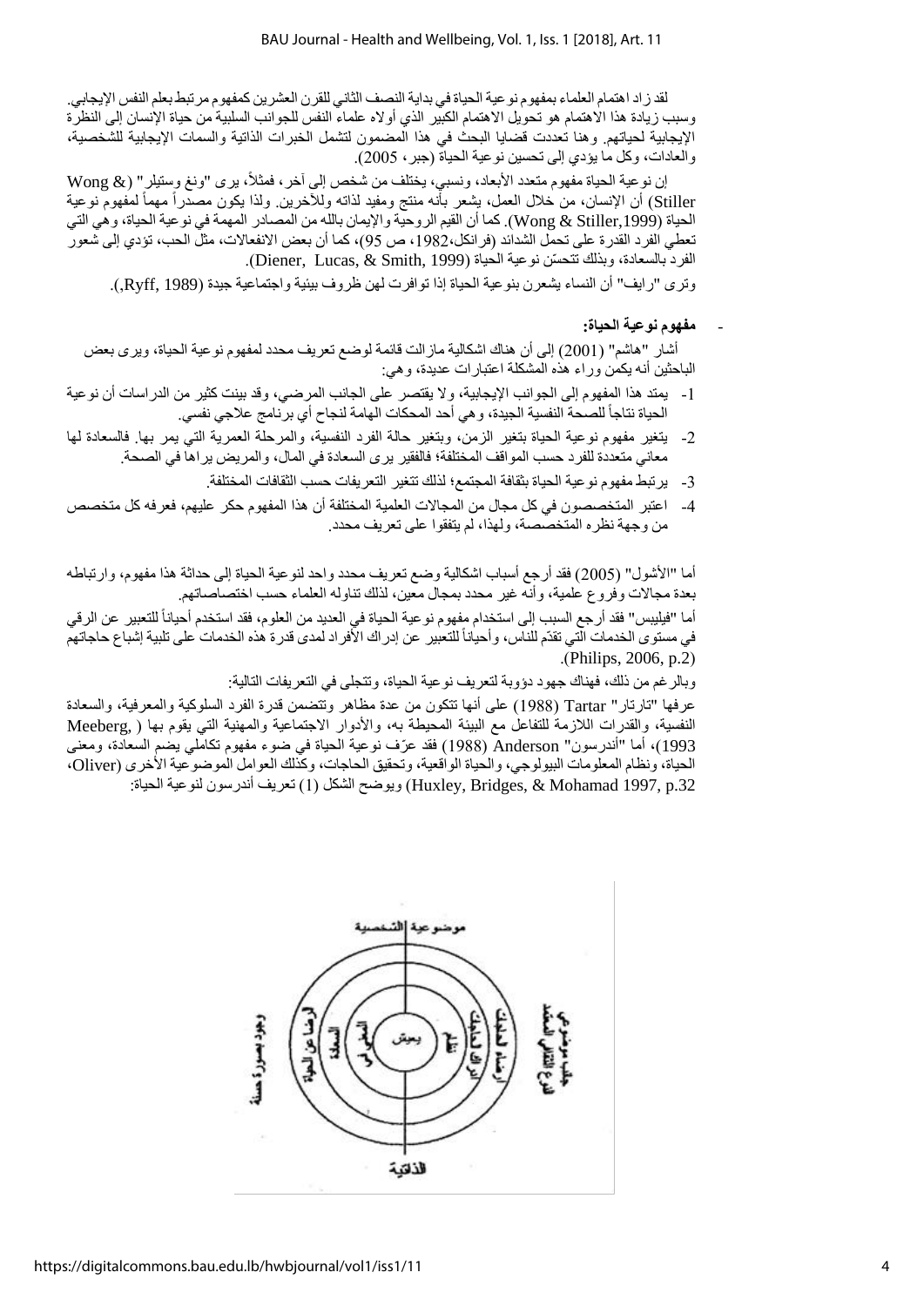لقد زاد اهتمام العلماء بمفهوم نوعية الحياة في بداية النصف الثاني للقرن العشرين كمفهوم مرتبط بعلم النفس الإيجابي. وسبب زيادة هذا الاهتمام هو تحويل الاهتمام الكبير الذي أولاه علماء النفس للجوانب السلبية من حياة الإنسان إلى النظرة الإيجابية لحياتهم. وهنا تعددت قضايا البحث في هذا المضمون لتشمل الخبرات الذاتية والسمات الإيجابية للشخصية، والعادات، وكل ما يؤدي إلى تحسين نوعية الحياة (جبر، 2005).

إن نوعية الحياة مفهوم متعدد الأبعاد، ونسبي، يختلف من شخص إلى آخر، فمثلاً، يرى "ونغ وستيلر" (Wong & Stiller) أن الإنسان، من خلال العمل، يشعر بأنه منتج ومفيد لذاته وللآخرين. ولذا يكون مصدراً مهماً لمفهوم نوعية الحياة (Wong & Stiller,1999). كما أن القيم الروحية والإيمان بالله من المصادر المهمة في نوعية الحياة، وهي التي تعطي الفرد القدرة على تحمل الشدائد (فرانكل،1982، ص 95)، كما أن بعض الانفعالات، مثل الحب، تؤدي إلى شعور الفرد بالسعادة، وبذلك تتحسن نوعية الحياة (Diener, Lucas, & Smith, 1999).

وترى "رايف" أن النساء يشعرن بنوعية الحياة إذا توافرت لهن ظروف بيئية واجتماعية جيدة (Ryff, 1989.).

- **مفهوم نوعية الحياة:**

أشار "هاشم" (2001) إلى أن هناك اشكالية مازالت قائمة لوضع تعريف محدد لمفهوم نوعية الحياة، ويرى بعض الباحثين أنه يكمن وراء هذه المشكلة اعتبارات عديدة، وهي:

1- يمتد هذا المفهوم إلى الجوانب الإيجابية، ولا يقتصر على الجانب المرضي، وقد بينت كثير من الدراسات أن نوعية الحياة نتاجاً للصحة النفسية الجيدة، وهي أحد المحكات الهامة لنجاح أي برنامج علاجي نفسي.
2- يتغير مفهوم نوعية الحياة بتغير الزمن، وبتغير حالة الفرد النفسية، والمرحلة العمرية التي يمر بها. فالسعادة لها معاني متعددة للفرد حسب المواقف المختلفة؛ فالفقير يرى السعادة في المال، والمريض يراها في الصحة.
3- يرتبط مفهوم نوعية الحياة بثقافة المجتمع؛ لذلك تتغير التعريفات حسب الثقافات المختلفة.
4- اعتبر المتخصصون في كل مجال من المجالات العلمية المختلفة أن هذا المفهوم حكر عليهم، فعرفه كل متخصص من وجهة نظره المتخصصة، ولهذا، لم يتفقوا على تعريف محدد.

أما "الأشول" (2005) فقد أرجع أسباب اشكالية وضع تعريف محدد واحد لنوعية الحياة إلى حداثة هذا مفهوم، وارتباطه بعدة مجالات وفروع علمية، وأنه غير محدد بمجال معين، لذلك تناوله العلماء حسب اختصاصاتهم.

أما "فيليبس" فقد أرجع السبب إلى استخدام مفهوم نوعية الحياة في العديد من العلوم، فقد استخدم أحياناً للتعبير عن الرقي في مستوى الخدمات التي تقدّم للناس، وأحياناً للتعبير عن إدراك الأفراد لمدى قدرة هذه الخدمات على تلبية إشباع حاجاتهم (Philips, 2006, p.2).

وبالرغم من ذلك، فهناك جهود دؤوبة لتعريف نوعية الحياة، وتتجلى في التعريفات التالية:

عرفها "تارتار" Tartar (1988) على أنها تتكون من عدة مظاهر وتتضمن قدرة الفرد السلوكية والمعرفية، والسعادة النفسية، والقدرات اللازمة للتفاعل مع البيئة المحيطة به، والأدوار الاجتماعية والمهنية التي يقوم بها ( Meeberg, 1993)، أما "أندرسون" Anderson (1988) فقد عرّف نوعية الحياة في ضوء مفهوم تكاملي يضم السعادة، ومعنى الحياة، ونظام المعلومات البيولوجي، والحياة الواقعية، وتحقيق الحاجات، وكذلك العوامل الموضوعية الأخرى (Oliver, Huxley, Bridges, & Mohamad 1997, p.32) ويوضح الشكل (1) تعريف أندرسون لنوعية الحياة: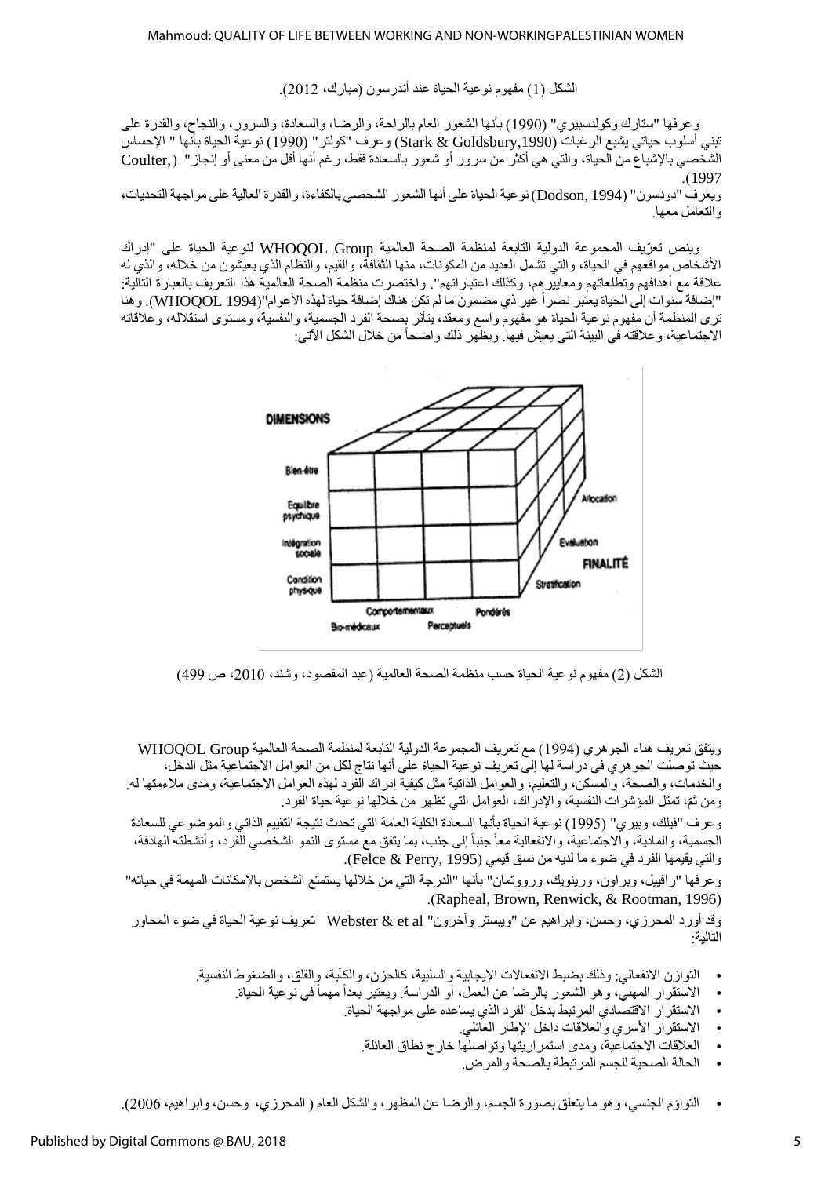الشكل (1) مفهوم نوعية الحياة عند أندرسون (مبارك، 2012).

وعرفها "ستارك وكولدسبيري" (1990) بأنها الشعور العام بالراحة، والرضا، والسعادة، والسرور، والنجاح، والقدرة على تبني أسلوب حياتي يشبع الرغبات (Stark & Goldsbury,1990) وعرف "كولتر" (1990) نوعية الحياة بأنها " الإحساس الشخصي بالإشباع من الحياة، والتي هي أكثر من سرور أو شعور بالسعادة فقط، رغم أنها أقل من معنى أو إنجاز" (Coulter, 1997).

ويعرف "دودسون" (Dodson, 1994) نوعية الحياة على أنها الشعور الشخصي بالكفاءة، والقدرة العالية على مواجهة التحديات، والتعامل معها.

وينص تعرّيف المجموعة الدولية التابعة لمنظمة الصحة العالمية WHOQOL Group لنوعية الحياة على "إدراك الأشخاص مواقعهم في الحياة، والتي تشمل العديد من المكونات، منها الثقافة، والقيم، والنظام الذي يعيشون من خلاله، والذي له علاقة مع أهدافهم وتطلعاتهم ومعاييرهم، وكذلك اعتباراتهم". واختصرت منظمة الصحة العالمية هذا التعريف بالعبارة التالية: "إضافة سنوات إلى الحياة يعتبر نصراً غير ذي مضمون ما لم تكن هناك إضافة حياة لهذه الأعوام"(WHOQOL 1994). وهنا ترى المنظمة أن مفهوم نوعية الحياة هو مفهوم واسع ومعقد، يتأثر بصحة الفرد الجسمية، والنفسية، ومستوى استقلاله، وعلاقاته الاجتماعية، وعلاقته في البيئة التي يعيش فيها. ويظهر ذلك واضحاً من خلال الشكل الآتي:

الشكل (2) مفهوم نوعية الحياة حسب منظمة الصحة العالمية (عبد المقصود، وشند، 2010، ص 499)

ويتفق تعريف هناء الجوهري (1994) مع تعريف المجموعة الدولية التابعة لمنظمة الصحة العالمية WHOQOL Group حيث توصلت الجوهري في دراسة لها إلى تعريف نوعية الحياة على أنها نتاج لكل من العوامل الاجتماعية مثل الدخل، والخدمات، والصحة، والمسكن، والتعليم، والعوامل الذاتية مثل كيفية إدراك الفرد لهذه العوامل الاجتماعية، ومدى ملاءمتها له. ومن ثمّ، تمثل المؤشرات النفسية، والإدراك، العوامل التي تظهر من خلالها نوعية حياة الفرد.

وعرف "فيلك، وبيري" (1995) نوعية الحياة بأنها السعادة الكلية العامة التي تحدث نتيجة التقييم الذاتي والموضوعي للسعادة الجسمية، والمادية، والاجتماعية، والانفعالية معاً جنباً إلى جنب، بما يتفق مع مستوى النمو الشخصي للفرد، وأنشطته الهادفة، والتي يقيمها الفرد في ضوء ما لديه من نسق قيمي (Felce & Perry, 1995).

وعرفها "رافيل، وبراون، ورينويك، وروتمان" بأنها "الدرجة التي من خلالها يستمتع الشخص بالإمكانات المهمة في حياته" (Rapheal, Brown, Renwick, & Rootman, 1996).

وقد أورد المحرزي، وحسن، وابراهيم عن "ويبستر وآخرون" Webster & et al تعريف نوعية الحياة في ضوء المحاور التالية:

- التوازن الانفعالي: وذلك بضبط الانفعالات الإيجابية والسلبية، كالحزن، والكآبة، والقلق، والضغوط النفسية.
- الاستقرار المهني، وهو الشعور بالرضا عن العمل، أو الدراسة. ويعتبر بعداً مهماً في نوعية الحياة.
- الاستقرار الاقتصادي المرتبط بدخل الفرد الذي يساعده على مواجهة الحياة.
- الاستقرار الأسري والعلاقات داخل الإطار العائلي.
- العلاقات الاجتماعية، ومدى استمراريتها وتواصلها خارج نطاق العائلة.
- الحالة الصحية للجسم المرتبطة بالصحة والمرض.

- التوائم الجنسي، وهو ما يتعلق بصورة الجسم، والرضا عن المظهر، والشكل العام ( المحرزي، وحسن، وابراهيم، 2006).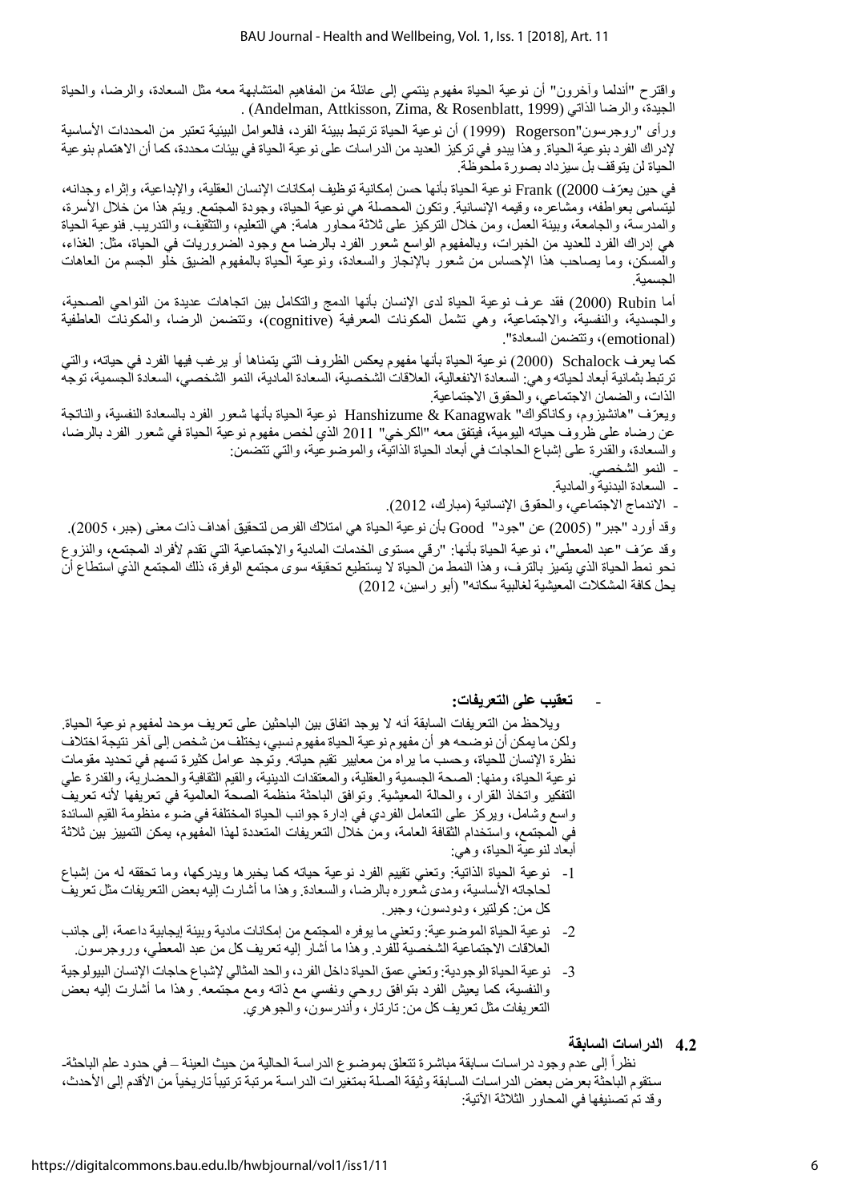واقترح "أندلما وآخرون" أن نوعية الحياة مفهوم ينتمي إلى عائلة من المفاهيم المتشابهة معه مثل السعادة، والرضا، والحياة الجيدة، والرضا الذاتي (Andelman, Attkisson, Zima, & Rosenblatt, 1999) .

ورأى "روجرسون"Rogerson (1999) أن نوعية الحياة ترتبط ببيئة الفرد، فالعوامل البيئية تعتبر من المحددات الأساسية لإدراك الفرد بنوعية الحياة. وهذا يبدو في تركيز العديد من الدراسات على نوعية الحياة في بيئات محددة، كما أن الاهتمام بنوعية الحياة لن يتوقف بل سيزداد بصورة ملحوظة.

في حين يعرّف Frank (2000) نوعية الحياة بأنها حسن إمكانية توظيف إمكانات الإنسان العقلية، والإبداعية، وإثراء وجدانه، ليتسامى بعواطفه، ومشاعره، وقيمه الإنسانية. وتكون المحصلة هي نوعية الحياة، وجودة المجتمع. ويتم هذا من خلال الأسرة، والمدرسة، والجامعة، وبيئة العمل، ومن خلال التركيز على ثلاثة محاور هامة: هي التعليم، والتثقيف، والتدريب. فنوعية الحياة هي إدراك الفرد للعديد من الخبرات، وبالمفهوم الواسع شعور الفرد بالرضا مع وجود الضروريات في الحياة، مثل: الغذاء، والمسكن، وما يصاحب هذا الإحساس من شعور بالإنجاز والسعادة، ونوعية الحياة بالمفهوم الضيق خلو الجسم من العاهات الجسمية.

أما Rubin (2000) فقد عرف نوعية الحياة لدى الإنسان بأنها الدمج والتكامل بين اتجاهات عديدة من النواحي الصحية، والجسدية، والنفسية، والاجتماعية، وهي تشمل المكونات المعرفية (cognitive)، وتتضمن الرضا، والمكونات العاطفية (emotional)، وتتضمن السعادة".

كما يعرف Schalock (2000) نوعية الحياة بأنها مفهوم يعكس الظروف التي يتمناها أو يرغب فيها الفرد في حياته، والتي ترتبط بثمانية أبعاد لحياته وهي: السعادة الانفعالية، العلاقات الشخصية، السعادة المادية، النمو الشخصي، السعادة الجسمية، توجه الذات، والضمان الاجتماعي، والحقوق الاجتماعية.

ويعرّف "هانشيزوم، وكاناكواك" Hanshizume & Kanagwak نوعية الحياة بأنها شعور الفرد بالسعادة النفسية، والناتجة عن رضاه على ظروف حياته اليومية، فيتفق معه "الكرخي" 2011 الذي لخص مفهوم نوعية الحياة في شعور الفرد بالرضا، والسعادة، والقدرة على إشباع الحاجات في أبعاد الحياة الذاتية، والموضوعية، والتي تتضمن:

- النمو الشخصي.
- السعادة البدنية والمادية.
- الاندماج الاجتماعي، والحقوق الإنسانية (مبارك، 2012).

وقد أورد "جبر" (2005) عن "جود" Good بأن نوعية الحياة هي امتلاك الفرص لتحقيق أهداف ذات معنى (جبر، 2005).

وقد عرّف "عبد المعطي"، نوعية الحياة بأنها: "رقي مستوى الخدمات المادية والاجتماعية التي تقدم لأفراد المجتمع، والنزوع نحو نمط الحياة الذي يتميز بالترف، وهذا النمط من الحياة لا يستطيع تحقيقه سوى مجتمع الوفرة، ذلك المجتمع الذي استطاع أن يحل كافة المشكلات المعيشية لغالبية سكانه" (أبو راسين، 2012)

- **تعقيب على التعريفات:**

ويلاحظ من التعريفات السابقة أنه لا يوجد اتفاق بين الباحثين على تعريف موحد لمفهوم نوعية الحياة. ولكن ما يمكن أن نوضحه هو أن مفهوم نوعية الحياة مفهوم نسبي، يختلف من شخص إلى آخر نتيجة اختلاف نظرة الإنسان للحياة، وحسب ما يراه من معايير تقيم حياته. وتوجد عوامل كثيرة تسهم في تحديد مقومات نوعية الحياة، ومنها: الصحة الجسمية والعقلية، والمعتقدات الدينية، والقيم الثقافية والحضارية، والقدرة على التفكير واتخاذ القرار، والحالة المعيشية. وتوافق الباحثة منظمة الصحة العالمية في تعريفها لأنه تعريف واسع وشامل، ويركز على التعامل الفردي في إدارة جوانب الحياة المختلفة في ضوء منظومة القيم السائدة في المجتمع، واستخدام الثقافة العامة، ومن خلال التعريفات المتعددة لهذا المفهوم، يمكن التمييز بين ثلاثة أبعاد لنوعية الحياة، وهي:

1- نوعية الحياة الذاتية: وتعني تقييم الفرد نوعية حياته كما يخبرها ويدركها، وما تحققه له من إشباع لحاجاته الأساسية، ومدى شعوره بالرضا، والسعادة. وهذا ما أشارت إليه بعض التعريفات مثل تعريف كل من: كولتير، ودودسون، وجبر.

2- نوعية الحياة الموضوعية: وتعني ما يوفره المجتمع من إمكانات مادية وبيئة إيجابية داعمة، إلى جانب العلاقات الاجتماعية الشخصية للفرد. وهذا ما أشار إليه تعريف كل من عبد المعطي، وروجرسون.

3- نوعية الحياة الوجودية: وتعني عمق الحياة داخل الفرد، والحد المثالي لإشباع حاجات الإنسان البيولوجية والنفسية، كما يعيش الفرد بتوافق روحي ونفسي مع ذاته ومع مجتمعه. وهذا ما أشارت إليه بعض التعريفات مثل تعريف كل من: تارتار، وأندرسون، والجوهري.

## 4.2 الدراسات السابقة

نظراً إلى عدم وجود دراسات سابقة مباشرة تتعلق بموضوع الدراسة الحالية من حيث العينة – في حدود علم الباحثة- ستقوم الباحثة بعرض بعض الدراسات السابقة وثيقة الصلة بمتغيرات الدراسة مرتبة ترتيباً تاريخياً من الأقدم إلى الأحدث، وقد تم تصنيفها في المحاور الثلاثة الآتية: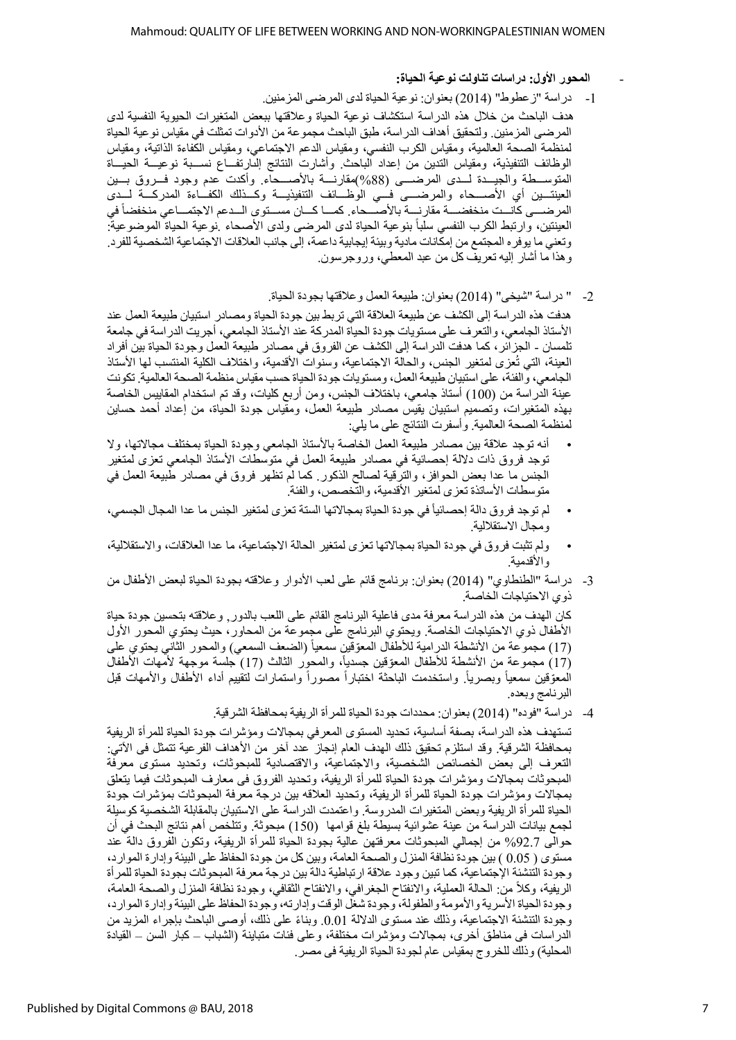- **المحور الأول: دراسات تناولت نوعية الحياة:**

1- دراسة "زعطوط" (2014) بعنوان: نوعية الحياة لدى المرضى المزمنين.

هدف الباحث من خلال هذه الدراسة استكشاف نوعية الحياة وعلاقتها ببعض المتغيرات الحيوية النفسية لدى المرضى المزمنين. ولتحقيق أهداف الدراسة، طبق الباحث مجموعة من الأدوات تمثلت في مقياس نوعية الحياة لمنظمة الصحة العالمية، ومقياس الكرب النفسي، ومقياس الدعم الاجتماعي، ومقياس الكفاءة الذاتية، ومقياس الوظائف التنفيذية، ومقياس التدين من إعداد الباحث. وأشارت النتائج إلى ارتفاع نسبة نوعية الحياة المتوسطة والجيدة لدى المرضى (88%)مقارنة بالأصحاء. وأكدت عدم وجود فروق بين العينتين أي الأصحاء والمرضى في الوظائف التنفيذية وكذلك الكفاءة المدركة لدى المرضى كانت منخفضة مقارنة بالأصحاء. كما كان مستوى الدعم الاجتماعي منخفضاً في العينتين، وارتبط الكرب النفسي سلباً بنوعية الحياة لدى المرضى ولدى الأصحاء .نوعية الحياة الموضوعية: وتعني ما يوفره المجتمع من إمكانات مادية وبيئة إيجابية داعمة، إلى جانب العلاقات الاجتماعية الشخصية للفرد. وهذا ما أشار إليه تعريف كل من عبد المعطي، وروجرسون.

2- " دراسة "شيخي" (2014) بعنوان: طبيعة العمل وعلاقتها بجودة الحياة.

هدفت هذه الدراسة إلى الكشف عن طبيعة العلاقة التي تربط بين جودة الحياة ومصادر استبيان طبيعة العمل عند الأستاذ الجامعي، والتعرف على مستويات جودة الحياة المدركة عند الأستاذ الجامعي، أجريت الدراسة في جامعة تلمسان - الجزائر، كما هدفت الدراسة إلى الكشف عن الفروق في مصادر طبيعة العمل وجودة الحياة بين أفراد العينة، التي تُعزى لمتغير الجنس، والحالة الاجتماعية، وسنوات الأقدمية، واختلاف الكلية المنتسب لها الأستاذ الجامعي، والفئة، على استبيان طبيعة العمل، ومستويات جودة الحياة حسب مقياس منظمة الصحة العالمية. تكونت عينة الدراسة من (100) أستاذ جامعي، باختلاف الجنس، ومن أربع كليات، وقد تم استخدام المقاييس الخاصة بهذه المتغيرات، وتصميم استبيان يقيس مصادر طبيعة العمل، ومقياس جودة الحياة، من إعداد أحمد حساين لمنظمة الصحة العالمية. وأسفرت النتائج على ما يلي:

- أنه توجد علاقة بين مصادر طبيعة العمل الخاصة بالأستاذ الجامعي وجودة الحياة بمختلف مجالاتها، ولا توجد فروق ذات دلالة إحصائية في مصادر طبيعة العمل في متوسطات الأستاذ الجامعي تعزى لمتغير الجنس ما عدا بعض الحوافز، والترقية لصالح الذكور. كما لم تظهر فروق في مصادر طبيعة العمل في متوسطات الأساتذة تعزى لمتغير الأقدمية، والتخصص، والفئة.
- لم توجد فروق دالة إحصائياً في جودة الحياة بمجالاتها الستة تعزى لمتغير الجنس ما عدا المجال الجسمي، ومجال الاستقلالية.
- ولم تثبت فروق في جودة الحياة بمجالاتها تعزى لمتغير الحالة الاجتماعية، ما عدا العلاقات، والاستقلالية، والأقدمية.

3- دراسة "الطنطاوي" (2014) بعنوان: برنامج قائم على لعب الأدوار وعلاقته بجودة الحياة لبعض الأطفال من ذوي الاحتياجات الخاصة.

كان الهدف من هذه الدراسة معرفة مدى فاعلية البرنامج القائم على اللعب بالدور, وعلاقته بتحسين جودة حياة الأطفال ذوي الاحتياجات الخاصة. ويحتوي البرنامج على مجموعة من المحاور، حيث يحتوي المحور الأول (17) مجموعة من الأنشطة الدرامية للأطفال المعوّقين سمعياً (الضعف السمعي) والمحور الثاني يحتوي على (17) مجموعة من الأنشطة للأطفال المعوّقين جسدياً، والمحور الثالث (17) جلسة موجهة لأمهات الأطفال المعوّقين سمعياً وبصرياً. واستخدمت الباحثة اختباراً مصوراً واستمارات لتقييم أداء الأطفال والأمهات قبل البرنامج وبعده.

4- دراسة "فوده" (2014) بعنوان: محددات جودة الحياة للمرأة الريفية بمحافظة الشرقية.

تستهدف هذه الدراسة، بصفة أساسية، تحديد المستوى المعرفي بمجالات ومؤشرات جودة الحياة للمرأة الريفية بمحافظة الشرقية. وقد استلزم تحقيق ذلك الهدف العام إنجاز عدد آخر من الأهداف الفرعية تتمثل فى الآتي: التعرف إلى بعض الخصائص الشخصية، والاجتماعية، والاقتصادية للمبحوثات، وتحديد مستوى معرفة المبحوثات بمجالات ومؤشرات جودة الحياة للمرأة الريفية، وتحديد الفروق في معارف المبحوثات فيما يتعلق بمجالات ومؤشرات جودة الحياة للمرأة الريفية، وتحديد العلاقه بين درجة معرفة المبحوثات بمؤشرات جودة الحياة للمرأة الريفية وبعض المتغيرات المدروسة. واعتمدت الدراسة على الاستبيان بالمقابلة الشخصية كوسيلة لجمع بيانات الدراسة من عينة عشوائية بسيطة بلغ قوامها (150) مبحوثة. وتتلخص أهم نتائج البحث في أن حوالى 92.7% من إجمالي المبحوثات معرفتهن عالية بجودة الحياة للمرأة الريفية، وتكون الفروق دالة عند مستوى ( 0.05 ) بين جودة نظافة المنزل والصحة العامة، وبين كل من جودة الحفاظ على البيئة وإدارة الموارد، وجودة التنشئة الإجتماعية، كما تبين وجود علاقة ارتباطية دالة بين درجة معرفة المبحوثات بجودة الحياة للمرأة الريفية، وكلاً من: الحالة العملية، والانفتاح الجغرافي، والانفتاح الثقافي، وجودة نظافة المنزل والصحة العامة، وجودة الحياة الأسرية والأمومة والطفولة، وجودة شغل الوقت وإدارته، وجودة الحفاظ على البيئة وإدارة الموارد، وجودة التنشئة الاجتماعية، وذلك عند مستوى الدلالة 0.01. وبناءً على ذلك، أوصى الباحث بإجراء المزيد من الدراسات فى مناطق أخرى، بمجالات ومؤشرات مختلفة، وعلى فئات متباينة (الشباب – كبار السن – القيادة المحلية) وذلك للخروج بمقياس عام لجودة الحياة الريفية فى مصر.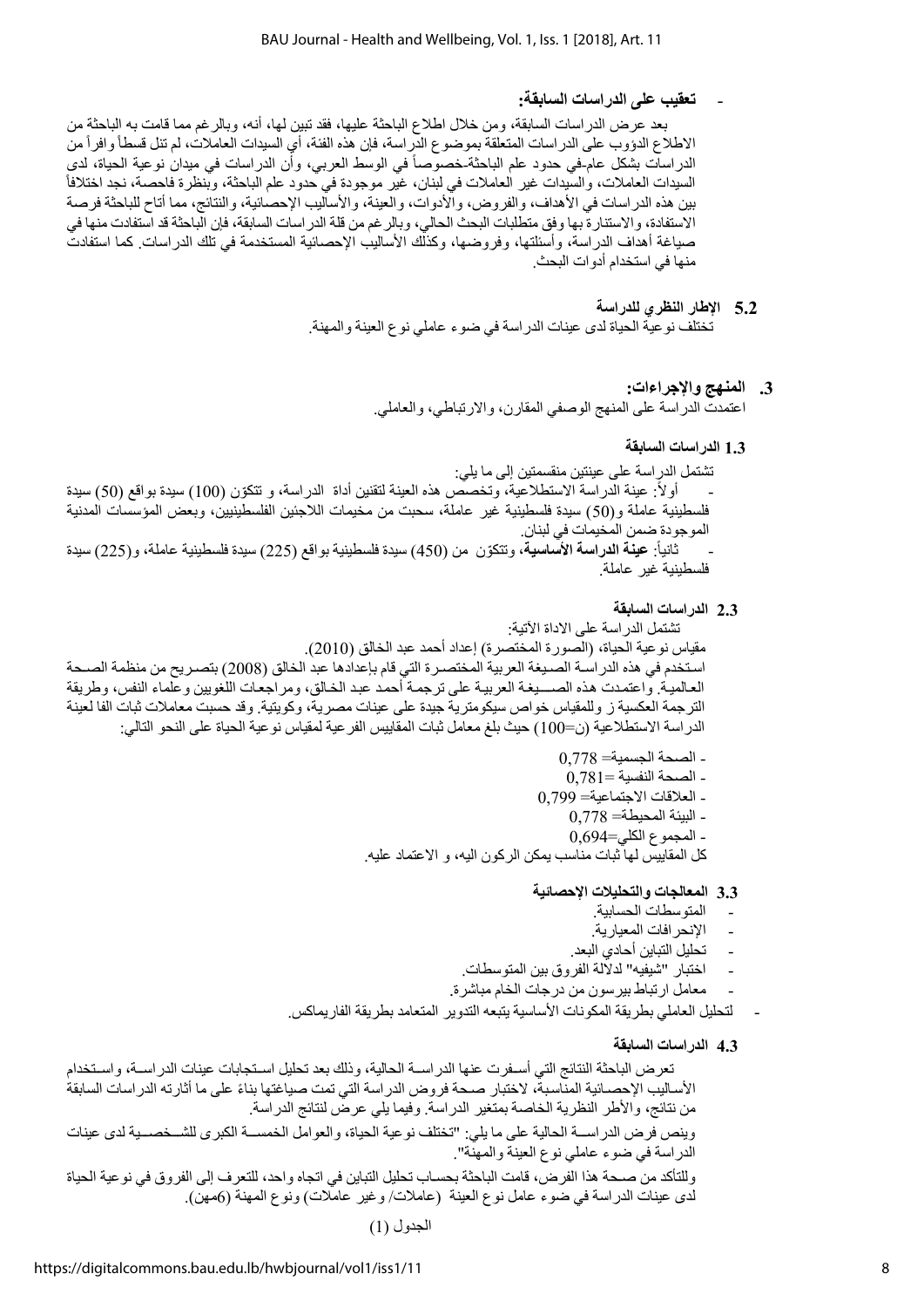- **تعقيب على الدراسات السابقة:**

بعد عرض الدراسات السابقة، ومن خلال اطلاع الباحثة عليها، فقد تبين لها، أنه، وبالرغم مما قامت به الباحثة من الاطلاع الدؤوب على الدراسات المتعلقة بموضوع الدراسة، فإن هذه الفئة، أي السيدات العاملات، لم تنل قسطاً وافراً من الدراسات بشكل عام-في حدود علم الباحثة-خصوصاً في الوسط العربي، وأن الدراسات في ميدان نوعية الحياة، لدى السيدات العاملات، والسيدات غير العاملات في لبنان، غير موجودة في حدود علم الباحثة، وبنظرة فاحصة، نجد اختلافاً بين هذه الدراسات في الأهداف، والفروض، والأدوات، والعينة، والأساليب الإحصائية، والنتائج، مما أتاح للباحثة فرصة الاستفادة، والاستنارة بها وفق متطلبات البحث الحالي، وبالرغم من قلة الدراسات السابقة، فإن الباحثة قد استفادت منها في صياغة أهداف الدراسة، وأسئلتها، وفروضها، وكذلك الأساليب الإحصائية المستخدمة في تلك الدراسات. كما استفادت منها في استخدام أدوات البحث.

## 5.2 الإطار النظري للدراسة

تختلف نوعية الحياة لدى عينات الدراسة في ضوء عاملي نوع العينة والمهنة.

# 3. المنهج والإجراءات:

اعتمدت الدراسة على المنهج الوصفي المقارن، والارتباطي، والعاملي.

## 1.3 الدراسات السابقة

تشتمل الدراسة على عينتين منقسمتين إلى ما يلي:

- أولاً: عينة الدراسة الاستطلاعية، وتخصص هذه العينة لتقنين أداة الدراسة، و تتكوّن من (100) سيدة بواقع (50) سيدة فلسطينية عاملة و(50) سيدة فلسطينية غير عاملة، سحبت من مخيمات اللاجئين الفلسطينيين، وبعض المؤسسات المدنية الموجودة ضمن المخيمات في لبنان.
- ثانياً: **عينة الدراسة الأساسية**، وتتكوّن من (450) سيدة فلسطينية بواقع (225) سيدة فلسطينية عاملة، و(225) سيدة فلسطينية غير عاملة.

## 2.3 الدراسات السابقة

تشتمل الدراسة على الاداة الآتية:

مقياس نوعية الحياة، (الصورة المختصرة) إعداد أحمد عبد الخالق (2010).

استخدم في هذه الدراسة الصيغة العربية المختصرة التي قام بإعدادها عبد الخالق (2008) بتصريح من منظمة الصحة العالمية. واعتمدت هذه الصيغة العربية على ترجمة أحمد عبد الخالق، ومراجعات اللغويين وعلماء النفس، وطريقة الترجمة العكسية ز وللمقياس خواص سيكومترية جيدة على عينات مصرية، وكويتية. وقد حسبت معاملات ثبات الفا لعينة الدراسة الاستطلاعية (ن=100) حيث بلغ معامل ثبات المقاييس الفرعية لمقياس نوعية الحياة على النحو التالي:

- الصحة الجسمية= 0,778
- الصحة النفسية =0,781
- العلاقات الاجتماعية= 0,799
- البيئة المحيطة= 0,778
- المجموع الكلي=0,694

كل المقاييس لها ثبات مناسب يمكن الركون اليه، و الاعتماد عليه.

## 3.3 المعالجات والتحليلات الإحصائية

- المتوسطات الحسابية.
- الإنحرافات المعيارية.
- تحليل التباين أحادي البعد.
- اختبار "شيفيه" لدلالة الفروق بين المتوسطات.
- معامل ارتباط بيرسون من درجات الخام مباشرة.
- لتحليل العاملي بطريقة المكونات الأساسية يتبعه التدوير المتعامد بطريقة الفاريماكس.

## 4.3 الدراسات السابقة

تعرض الباحثة النتائج التي أسفرت عنها الدراسة الحالية، وذلك بعد تحليل استجابات عينات الدراسة، واستخدام الأساليب الإحصائية المناسبة، لاختبار صحة فروض الدراسة التي تمت صياغتها بناءً على ما أثارته الدراسات السابقة من نتائج، والأطر النظرية الخاصة بمتغير الدراسة. وفيما يلي عرض لنتائج الدراسة.

وينص فرض الدراسة الحالية على ما يلي: "تختلف نوعية الحياة، والعوامل الخمسة الكبرى للشخصية لدى عينات الدراسة في ضوء عاملي نوع العينة والمهنة".

وللتأكد من صحة هذا الفرض، قامت الباحثة بحساب تحليل التباين في اتجاه واحد، للتعرف إلى الفروق في نوعية الحياة لدى عينات الدراسة في ضوء عامل نوع العينة (عاملات/ وغير عاملات) ونوع المهنة (6مهن).

الجدول (1)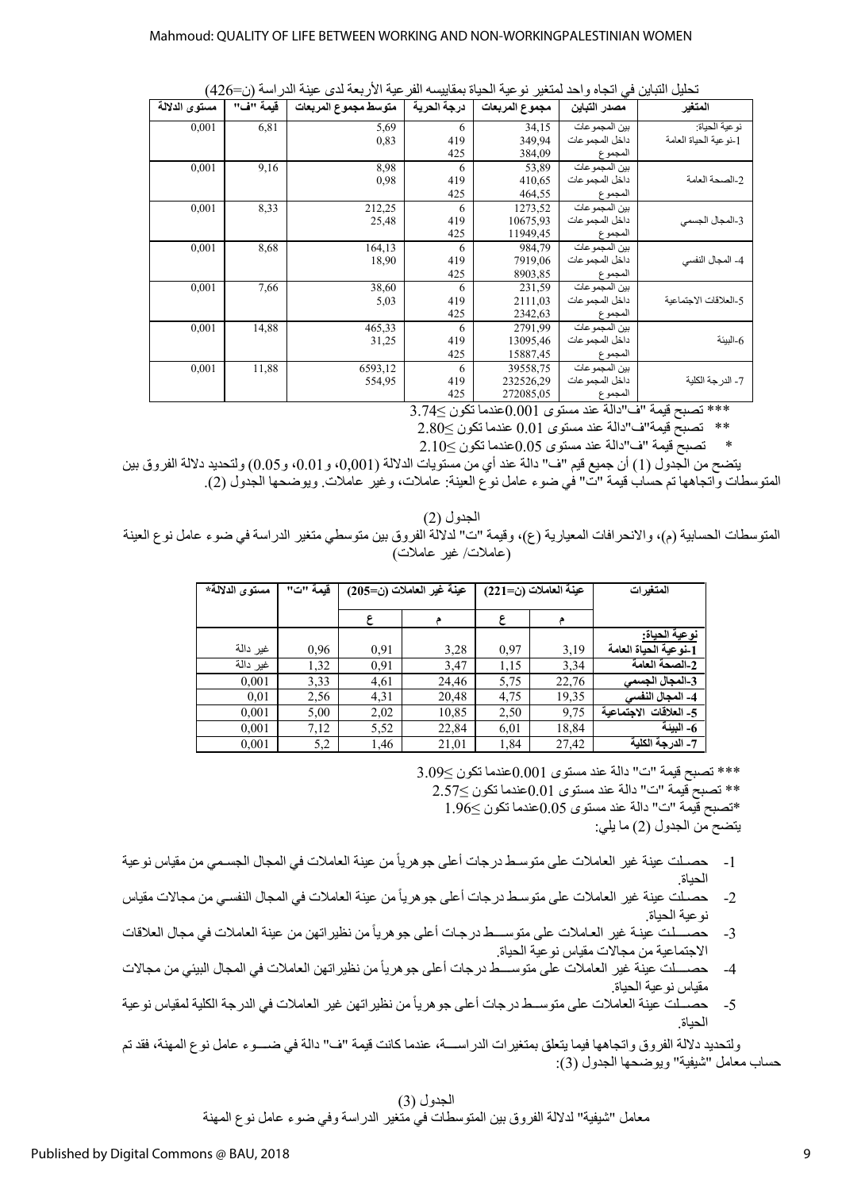تحليل التباين في اتجاه واحد لمتغير نوعية الحياة بمقاييسه الفرعية الأربعة لدى عينة الدراسة (ن=426)

| المتغير | مصدر التباين | مجموع المربعات | درجة الحرية | متوسط مجموع المربعات | قيمة "ف" | مستوى الدلالة |
|---|---|---|---|---|---|---|
| نوعية الحياة: 1-نوعية الحياة العامة | بين المجموعات | 34,15 | 6 | 5,69 | 6,81 | 0,001 |
| | داخل المجموعات | 349,94 | 419 | 0,83 | | |
| | المجموع | 384,09 | 425 | | | |
| 2-الصحة العامة | بين المجموعات | 53,89 | 6 | 8,98 | 9,16 | 0,001 |
| | داخل المجموعات | 410,65 | 419 | 0,98 | | |
| | المجموع | 464,55 | 425 | | | |
| 3-المجال الجسمي | بين المجموعات | 1273,52 | 6 | 212,25 | 8,33 | 0,001 |
| | داخل المجموعات | 10675,93 | 419 | 25,48 | | |
| | المجموع | 11949,45 | 425 | | | |
| 4- المجال النفسي | بين المجموعات | 984,79 | 6 | 164,13 | 8,68 | 0,001 |
| | داخل المجموعات | 7919,06 | 419 | 18,90 | | |
| | المجموع | 8903,85 | 425 | | | |
| 5-العلاقات الاجتماعية | بين المجموعات | 231,59 | 6 | 38,60 | 7,66 | 0,001 |
| | داخل المجموعات | 2111,03 | 419 | 5,03 | | |
| | المجموع | 2342,63 | 425 | | | |
| 6-البيئة | بين المجموعات | 2791,99 | 6 | 465,33 | 14,88 | 0,001 |
| | داخل المجموعات | 13095,46 | 419 | 31,25 | | |
| | المجموع | 15887,45 | 425 | | | |
| 7- الدرجة الكلية | بين المجموعات | 39558,75 | 6 | 6593,12 | 11,88 | 0,001 |
| | داخل المجموعات | 232526,29 | 419 | 554,95 | | |
| | المجموع | 272085,05 | 425 | | | |

*** تصبح قيمة "ف"دالة عند مستوى 0.001عندما تكون ≤3.74

** تصبح قيمة"ف"دالة عند مستوى 0.01 عندما تكون ≤2.80

* تصبح قيمة "ف"دالة عند مستوى 0.05عندما تكون ≤2.10

يتضح من الجدول (1) أن جميع قيم "ف" دالة عند أي من مستويات الدلالة (0,001، و0.01، و0.05) ولتحديد دلالة الفروق بين المتوسطات واتجاهها تم حساب قيمة "ت" في ضوء عامل نوع العينة: عاملات، وغير عاملات. ويوضحها الجدول (2).

الجدول (2)

المتوسطات الحسابية (م)، والانحرافات المعيارية (ع)، وقيمة "ت" لدلالة الفروق بين متوسطي متغير الدراسة في ضوء عامل نوع العينة (عاملات/ غير عاملات)

| المتغيرات | عينة العاملات (ن=221) | | عينة غير العاملات (ن=205) | | قيمة "ت" | مستوى الدلالة* |
|---|---|---|---|---|---|---|
| | م | ع | م | ع | | |
| **نوعية الحياة:** **1-نوعية الحياة العامة** | 3,19 | 0,97 | 3,28 | 0,91 | 0,96 | غير دالة |
| **2-الصحة العامة** | 3,34 | 1,15 | 3,47 | 0,91 | 1,32 | غير دالة |
| **3-المجال الجسمي** | 22,76 | 5,75 | 24,46 | 4,61 | 3,33 | 0,001 |
| **4- المجال النفسي** | 19,35 | 4,75 | 20,48 | 4,31 | 2,56 | 0,01 |
| **5- العلاقات الاجتماعية** | 9,75 | 2,50 | 10,85 | 2,02 | 5,00 | 0,001 |
| **6- البيئة** | 18,84 | 6,01 | 22,84 | 5,52 | 7,12 | 0,001 |
| **7- الدرجة الكلية** | 27,42 | 1,84 | 21,01 | 1,46 | 5,2 | 0,001 |

*** تصبح قيمة "ت" دالة عند مستوى 0.001عندما تكون ≤3.09

** تصبح قيمة "ت" دالة عند مستوى 0.01عندما تكون ≤2.57

*تصبح قيمة "ت" دالة عند مستوى 0.05عندما تكون ≤1.96

يتضح من الجدول (2) ما يلي:

1- حصلت عينة غير العاملات على متوسط درجات أعلى جوهرياً من عينة العاملات في المجال الجسمي من مقياس نوعية الحياة.
2- حصلت عينة غير العاملات على متوسط درجات أعلى جوهرياً من عينة العاملات في المجال النفسي من مجالات مقياس نوعية الحياة.
3- حصلت عينة غير العاملات على متوسط درجات أعلى جوهرياً من نظيراتهن من عينة العاملات في مجال العلاقات الاجتماعية من مجالات مقياس نوعية الحياة.
4- حصلت عينة غير العاملات على متوسط درجات أعلى جوهرياً من نظيراتهن العاملات في المجال البيئي من مجالات مقياس نوعية الحياة.
5- حصلت عينة العاملات على متوسط درجات أعلى جوهرياً من نظيراتهن غير العاملات في الدرجة الكلية لمقياس نوعية الحياة.

ولتحديد دلالة الفروق واتجاهها فيما يتعلق بمتغيرات الدراسة، عندما كانت قيمة "ف" دالة في ضوء عامل نوع المهنة، فقد تم حساب معامل "شيفية" ويوضحها الجدول (3):

الجدول (3)

معامل "شيفية" لدلالة الفروق بين المتوسطات في متغير الدراسة وفي ضوء عامل نوع المهنة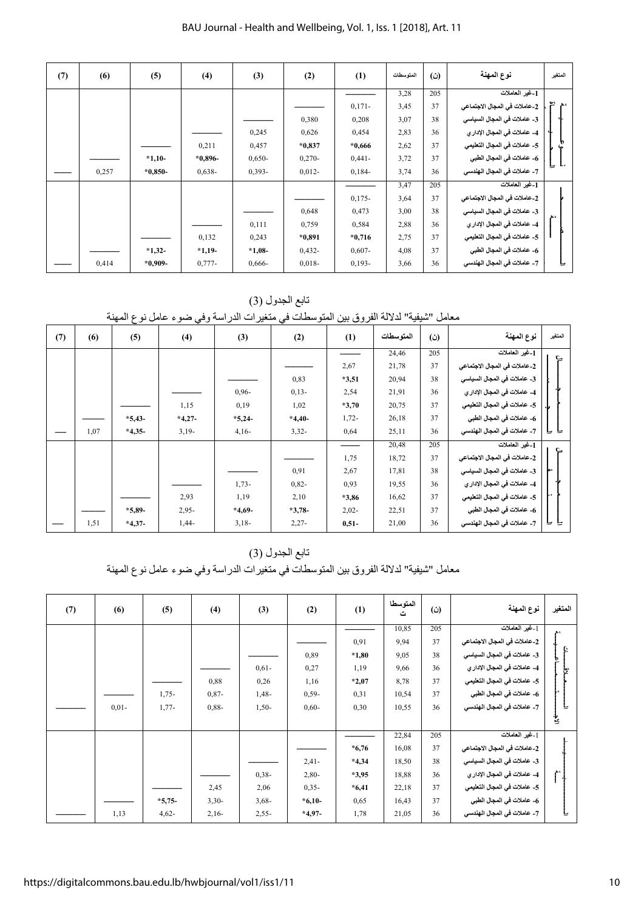| (7) | (6) | (5) | (4) | (3) | (2) | (1) | المتوسطات | (ن) | نوع المهنة | المتغير |
|---|---|---|---|---|---|---|---|---|---|---|
| | | | | | | ——— | 3,28 | 205 | 1-غير العاملات | |
| | | | | | ——— | 0,171- | 3,45 | 37 | 2-عاملات في المجال الاجتماعي | |
| | | | | ——— | 0,380 | 0,208 | 3,07 | 38 | 3- عاملات في المجال السياسي | |
| | | | ——— | 0,245 | 0,626 | 0,454 | 2,83 | 36 | 4- عاملات في المجال الإداري | |
| | | ——— | 0,211 | 0,457 | *0,837 | *0,666 | 2,62 | 37 | 5- عاملات في المجال التعليمي | |
| | ——— | *1,10- | *0,896- | 0,650- | 0,270- | 0,441- | 3,72 | 37 | 6- عاملات في المجال الطبي | |
| ——— | 0,257 | *0,850- | 0,638- | 0,393- | 0,012- | 0,184- | 3,74 | 36 | 7- عاملات في المجال الهندسي | |
| | | | | | | ——— | 3,47 | 205 | 1-غير العاملات | |
| | | | | | ——— | 0,175- | 3,64 | 37 | 2-عاملات في المجال الاجتماعي | |
| | | | | ——— | 0,648 | 0,473 | 3,00 | 38 | 3- عاملات في المجال السياسي | |
| | | | ——— | 0,111 | 0,759 | 0,584 | 2,88 | 36 | 4- عاملات في المجال الإداري | |
| | | ——— | 0,132 | 0,243 | *0,891 | *0,716 | 2,75 | 37 | 5- عاملات في المجال التعليمي | |
| | ——— | *1,32- | *1,19- | *1,08- | 0,432- | 0,607- | 4,08 | 37 | 6- عاملات في المجال الطبي | |
| ——— | 0,414 | *0,909- | 0,777- | 0,666- | 0,018- | 0,193- | 3,66 | 36 | 7- عاملات في المجال الهندسي | |

تابع الجدول (3)

معامل "شيفية" لدلالة الفروق بين المتوسطات في متغيرات الدراسة وفي ضوء عامل نوع المهنة

| (7) | (6) | (5) | (4) | (3) | (2) | (1) | المتوسطات | (ن) | نوع المهنة | المتغير |
|---|---|---|---|---|---|---|---|---|---|---|
| | | | | | | ——— | 24,46 | 205 | 1-غير العاملات | |
| | | | | | ——— | 2,67 | 21,78 | 37 | 2-عاملات في المجال الاجتماعي | |
| | | | | ——— | 0,83 | *3,51 | 20,94 | 38 | 3- عاملات في المجال السياسي | |
| | | | ——— | 0,96- | 0,13- | 2,54 | 21,91 | 36 | 4- عاملات في المجال الإداري | |
| | | ——— | 1,15 | 0,19 | 1,02 | *3,70 | 20,75 | 37 | 5- عاملات في المجال التعليمي | |
| | ——— | *5,43- | *4,27- | *5,24- | *4,40- | 1,72- | 26,18 | 37 | 6- عاملات في المجال الطبي | |
| ——— | 1,07 | *4,35- | 3,19- | 4,16- | 3,32- | 0,64 | 25,11 | 36 | 7- عاملات في المجال الهندسي | |
| | | | | | | ——— | 20,48 | 205 | 1-غير العاملات | |
| | | | | | ——— | 1,75 | 18,72 | 37 | 2-عاملات في المجال الاجتماعي | |
| | | | | ——— | 0,91 | 2,67 | 17,81 | 38 | 3- عاملات في المجال السياسي | |
| | | | ——— | 1,73- | 0,82- | 0,93 | 19,55 | 36 | 4- عاملات في المجال الإداري | |
| | | ——— | 2,93 | 1,19 | 2,10 | *3,86 | 16,62 | 37 | 5- عاملات في المجال التعليمي | |
| | ——— | *5,89- | 2,95- | *4,69- | *3,78- | 2,02- | 22,51 | 37 | 6- عاملات في المجال الطبي | |
| ——— | 1,51 | *4,37- | 1,44- | 3,18- | 2,27- | 0,51- | 21,00 | 36 | 7- عاملات في المجال الهندسي | |

تابع الجدول (3)

معامل "شيفية" لدلالة الفروق بين المتوسطات في متغيرات الدراسة وفي ضوء عامل نوع المهنة

| (7) | (6) | (5) | (4) | (3) | (2) | (1) | المتوسطات | (ن) | نوع المهنة | المتغير |
|---|---|---|---|---|---|---|---|---|---|---|
| | | | | | | ——— | 10,85 | 205 | 1-غير العاملات | |
| | | | | | ——— | 0,91 | 9,94 | 37 | 2-عاملات في المجال الاجتماعي | |
| | | | | ——— | 0,89 | *1,80 | 9,05 | 38 | 3- عاملات في المجال السياسي | |
| | | | ——— | 0,61- | 0,27 | 1,19 | 9,66 | 36 | 4- عاملات في المجال الإداري | |
| | | ——— | 0,88 | 0,26 | 1,16 | *2,07 | 8,78 | 37 | 5- عاملات في المجال التعليمي | |
| | ——— | 1,75- | 0,87- | 1,48- | 0,59- | 0,31 | 10,54 | 37 | 6- عاملات في المجال الطبي | |
| ——— | 0,01- | 1,77- | 0,88- | 1,50- | 0,60- | 0,30 | 10,55 | 36 | 7- عاملات في المجال الهندسي | |
| | | | | | | ——— | 22,84 | 205 | 1-غير العاملات | |
| | | | | | ——— | *6,76 | 16,08 | 37 | 2-عاملات في المجال الاجتماعي | |
| | | | | ——— | 2,41- | *4,34 | 18,50 | 38 | 3- عاملات في المجال السياسي | |
| | | | ——— | 0,38- | 2,80- | *3,95 | 18,88 | 36 | 4- عاملات في المجال الإداري | |
| | | ——— | 2,45 | 2,06 | 0,35- | *6,41 | 22,18 | 37 | 5- عاملات في المجال التعليمي | |
| | ——— | *5,75- | 3,30- | 3,68- | *6,10- | 0,65 | 16,43 | 37 | 6- عاملات في المجال الطبي | |
| ——— | 1,13 | 4,62- | 2,16- | 2,55- | *4,97- | 1,78 | 21,05 | 36 | 7- عاملات في المجال الهندسي | |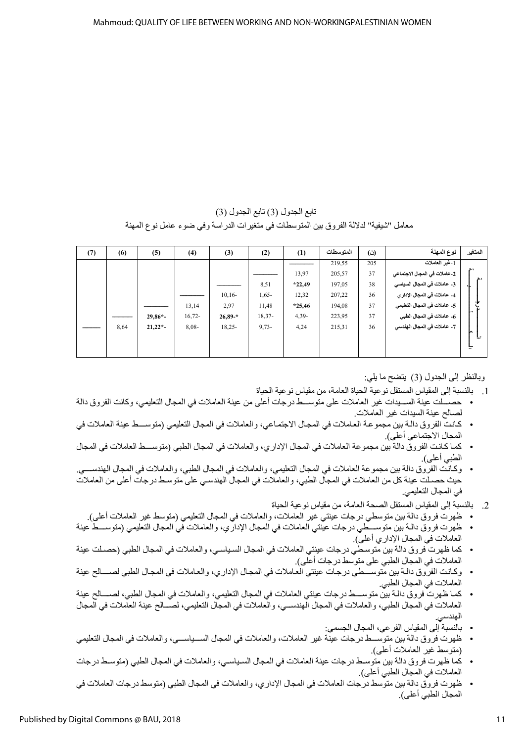تابع الجدول (3) تابع الجدول (3)

معامل "شيفية" لدلالة الفروق بين المتوسطات في متغيرات الدراسة وفي ضوء عامل نوع المهنة

| المتغير | نوع المهنة | (ن) | المتوسطات | (1) | (2) | (3) | (4) | (5) | (6) | (7) |
|---|---|---|---|---|---|---|---|---|---|---|
| | 1-غير العاملات | 205 | 219,55 | ——— | | | | | | |
| | 2-عاملات في المجال الاجتماعي | 37 | 205,57 | 13,97 | ——— | | | | | |
| | 3- عاملات في المجال السياسي | 38 | 197,05 | *22,49 | 8,51 | ——— | | | | |
| | 4- عاملات في المجال الاداري | 36 | 207,22 | 12,32 | -1,65 | -10,16 | ——— | | | |
| | 5- عاملات في المجال التعليمي | 37 | 194,08 | *25,46 | 11,48 | 2,97 | 13,14 | ——— | | |
| | 6- عاملات في المجال الطبي | 37 | 223,95 | -4,39 | -18,37 | *-26,89 | -16,72 | -*29,86 | ——— | |
| | 7- عاملات في المجال الهندسي | 36 | 215,31 | 4,24 | -9,73 | -18,25 | -8,08 | -*21,22 | 8,64 | ——— |

وبالنظر إلى الجدول (3) يتضح ما يلي:

1. بالنسبة إلى المقياس المستقل نوعية الحياة العامة، من مقياس نوعية الحياة
   - حصلت عينة السيدات غير العاملات على متوسط درجات أعلى من عينة العاملات في المجال التعليمي، وكانت الفروق دالة لصالح عينة السيدات غير العاملات.
   - كانت الفروق دالة بين مجموعة العاملات في المجال الاجتماعي، والعاملات في المجال التعليمي (متوسط عينة العاملات في المجال الاجتماعي أعلى).
   - كما كانت الفروق دالة بين مجموعة العاملات في المجال الإداري، والعاملات في المجال الطبي (متوسط العاملات في المجال الطبي أعلى).
   - وكانت الفروق دالة بين مجموعة العاملات في المجال التعليمي، والعاملات في المجال الطبي، والعاملات في المجال الهندسي. حيث حصلت عينة كل من العاملات في المجال الطبي، والعاملات في المجال الهندسي على متوسط درجات أعلى من العاملات في المجال التعليمي.

2. بالنسبة إلى المقياس المستقل الصحة العامة، من مقياس نوعية الحياة
   - ظهرت فروق دالة بين متوسطي درجات عينتي غير العاملات، والعاملات في المجال التعليمي (متوسط غير العاملات أعلى).
   - ظهرت فروق دالة بين متوسطي درجات عينتي العاملات في المجال الإداري، والعاملات في المجال التعليمي (متوسط عينة العاملات في المجال الإداري أعلى).
   - كما ظهرت فروق دالة بين متوسطي درجات عينتي العاملات في المجال السياسي، والعاملات في المجال الطبي (حصلت عينة العاملات في المجال الطبي على متوسط درجات أعلى).
   - وكانت الفروق دالة بين متوسطي درجات عينتي العاملات في المجال الإداري، والعاملات في المجال الطبي لصالح عينة العاملات في المجال الطبي.
   - كما ظهرت فروق دالة بين متوسط درجات عينتي العاملات في المجال التعليمي، والعاملات في المجال الطبي، لصالح عينة العاملات في المجال الطبي، والعاملات في المجال الهندسي، والعاملات في المجال التعليمي، لصالح عينة العاملات في المجال الهندسي.
   - بالنسبة إلى المقياس الفرعي، المجال الجسمي:
   - ظهرت فروق دالة بين متوسط درجات عينة غير العاملات، والعاملات في المجال السياسي، والعاملات في المجال التعليمي (متوسط غير العاملات أعلى).
   - كما ظهرت فروق دالة بين متوسط درجات عينة العاملات في المجال السياسي، والعاملات في المجال الطبي (متوسط درجات العاملات في المجال الطبي أعلى).
   - ظهرت فروق دالة بين متوسط درجات العاملات في المجال الإداري، والعاملات في المجال الطبي (متوسط درجات العاملات في المجال الطبي أعلى).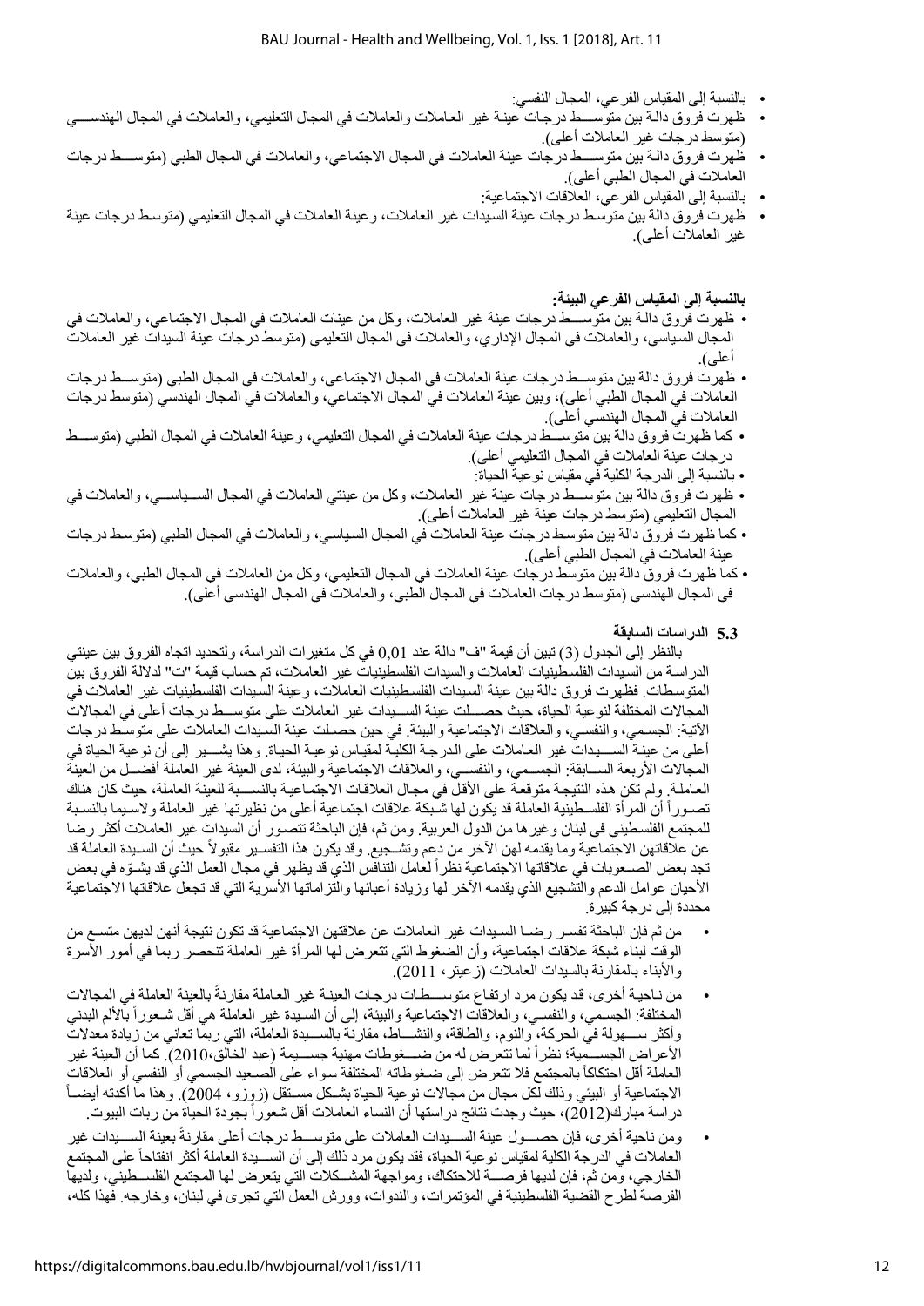- بالنسبة إلى المقياس الفرعي، المجال النفسي:
- ظهرت فروق دالة بين متوسط درجات عينة غير العاملات والعاملات في المجال التعليمي، والعاملات في المجال الهندسي (متوسط درجات غير العاملات أعلى).
- ظهرت فروق دالة بين متوسط درجات عينة العاملات في المجال الاجتماعي، والعاملات في المجال الطبي (متوسط درجات العاملات في المجال الطبي أعلى).
- بالنسبة إلى المقياس الفرعي، العلاقات الاجتماعية:
- ظهرت فروق دالة بين متوسط درجات عينة السيدات غير العاملات، وعينة العاملات في المجال التعليمي (متوسط درجات عينة غير العاملات أعلى).

**بالنسبة إلى المقياس الفرعي البيئة:**

- ظهرت فروق دالة بين متوسط درجات عينة غير العاملات، وكل من عينات العاملات في المجال الاجتماعي، والعاملات في المجال السياسي، والعاملات في المجال الإداري، والعاملات في المجال التعليمي (متوسط درجات عينة السيدات غير العاملات أعلى).
- ظهرت فروق دالة بين متوسط درجات عينة العاملات في المجال الاجتماعي، والعاملات في المجال الطبي (متوسط درجات العاملات في المجال الطبي أعلى)، وبين عينة العاملات في المجال الاجتماعي، والعاملات في المجال الهندسي (متوسط درجات العاملات في المجال الهندسي أعلى).
- كما ظهرت فروق دالة بين متوسط درجات عينة العاملات في المجال التعليمي، وعينة العاملات في المجال الطبي (متوسط درجات عينة العاملات في المجال التعليمي أعلى).
- بالنسبة إلى الدرجة الكلية في مقياس نوعية الحياة:
- ظهرت فروق دالة بين متوسط درجات عينة غير العاملات، وكل من عينتي العاملات في المجال السياسي، والعاملات في المجال التعليمي (متوسط درجات عينة غير العاملات أعلى).
- كما ظهرت فروق دالة بين متوسط درجات عينة العاملات في المجال السياسي، والعاملات في المجال الطبي (متوسط درجات عينة العاملات في المجال الطبي أعلى).
- كما ظهرت فروق دالة بين متوسط درجات عينة العاملات في المجال التعليمي، وكل من العاملات في المجال الطبي، والعاملات في المجال الهندسي (متوسط درجات العاملات في المجال الطبي، والعاملات في المجال الهندسي أعلى).

### 5.3 الدراسات السابقة

بالنظر إلى الجدول (3) تبين أن قيمة "ف" دالة عند 0,01 في كل متغيرات الدراسة، ولتحديد اتجاه الفروق بين عينتي الدراسة من السيدات الفلسطينيات العاملات والسيدات الفلسطينيات غير العاملات، تم حساب قيمة "ت" لدلالة الفروق بين المتوسطات. فظهرت فروق دالة بين عينة السيدات الفلسطينيات العاملات، وعينة السيدات الفلسطينيات غير العاملات في المجالات المختلفة لنوعية الحياة، حيث حصلت عينة السيدات غير العاملات على متوسط درجات أعلى في المجالات الآتية: الجسمي، والنفسي، والعلاقات الاجتماعية والبيئة. في حين حصلت عينة السيدات العاملات على متوسط درجات أعلى من عينة السيدات غير العاملات على الدرجة الكلية لمقياس نوعية الحياة. وهذا يشير إلى أن نوعية الحياة في المجالات الأربعة السابقة: الجسمي، والنفسي، والعلاقات الاجتماعية والبيئة، لدى العينة غير العاملة أفضل من العينة العاملة. ولم تكن هذه النتيجة متوقعة على الأقل في مجال العلاقات الاجتماعية بالنسبة للعينة العاملة، حيث كان هناك تصور أن المرأة الفلسطينية العاملة قد يكون لها شبكة علاقات اجتماعية أعلى من نظيرتها غير العاملة ولاسيما بالنسبة للمجتمع الفلسطيني في لبنان وغيرها من الدول العربية. ومن ثم، فإن الباحثة تتصور أن السيدات غير العاملات أكثر رضا عن علاقاتهن الاجتماعية وما يقدمه لهن الآخر من دعم وتشجيع. وقد يكون هذا التفسير مقبولاً حيث أن السيدة العاملة قد تجد بعض الصعوبات في علاقاتها الاجتماعية نظراً لعامل التنافس الذي قد يظهر في مجال العمل الذي قد يشوّه في بعض الأحيان عوامل الدعم والتشجيع الذي يقدمه الآخر لها وزيادة أعبائها والتزاماتها الأسرية التي قد تجعل علاقاتها الاجتماعية محددة إلى درجة كبيرة.

- من ثم فإن الباحثة تفسر رضا السيدات غير العاملات عن علاقتهن الاجتماعية قد تكون نتيجة أنهن لديهن متسع من الوقت لبناء شبكة علاقات اجتماعية، وأن الضغوط التي تتعرض لها المرأة غير العاملة تنحصر ربما في أمور الأسرة والأبناء بالمقارنة بالسيدات العاملات (زعيتر، 2011).
- من ناحية أخرى، قد يكون مرد ارتفاع متوسطات درجات العينة غير العاملة مقارنةً بالعينة العاملة في المجالات المختلفة: الجسمي، والنفسي، والعلاقات الاجتماعية والبيئة، إلى أن السيدة غير العاملة هي أقل شعوراً بالألم البدني وأكثر سهولة في الحركة، والنوم، والطاقة، والنشاط، مقارنة بالسيدة العاملة، التي ربما تعاني من زيادة معدلات الأعراض الجسمية؛ نظراً لما تتعرض له من ضغوطات مهنية جسيمة (عبد الخالق،2010). كما أن العينة غير العاملة أقل احتكاكاً بالمجتمع فلا تتعرض إلى ضغوطاته المختلفة سواء على الصعيد الجسمي أو النفسي أو العلاقات الاجتماعية أو البيئي وذلك لكل مجال من مجالات نوعية الحياة بشكل مستقل (زوزو، 2004). وهذا ما أكدته أيضاً دراسة مبارك(2012)، حيث وجدت نتائج دراستها أن النساء العاملات أقل شعوراً بجودة الحياة من ربات البيوت.
- ومن ناحية أخرى، فإن حصول عينة السيدات العاملات على متوسط درجات أعلى مقارنةً بعينة السيدات غير العاملات في الدرجة الكلية لمقياس نوعية الحياة، فقد يكون مرد ذلك إلى أن السيدة العاملة أكثر انفتاحاً على المجتمع الخارجي، ومن ثم، فإن لديها فرصة للاحتكاك، ومواجهة المشكلات التي يتعرض لها المجتمع الفلسطيني، ولديها الفرصة لطرح القضية الفلسطينية في المؤتمرات، والندوات، وورش العمل التي تجرى في لبنان، وخارجه. فهذا كله،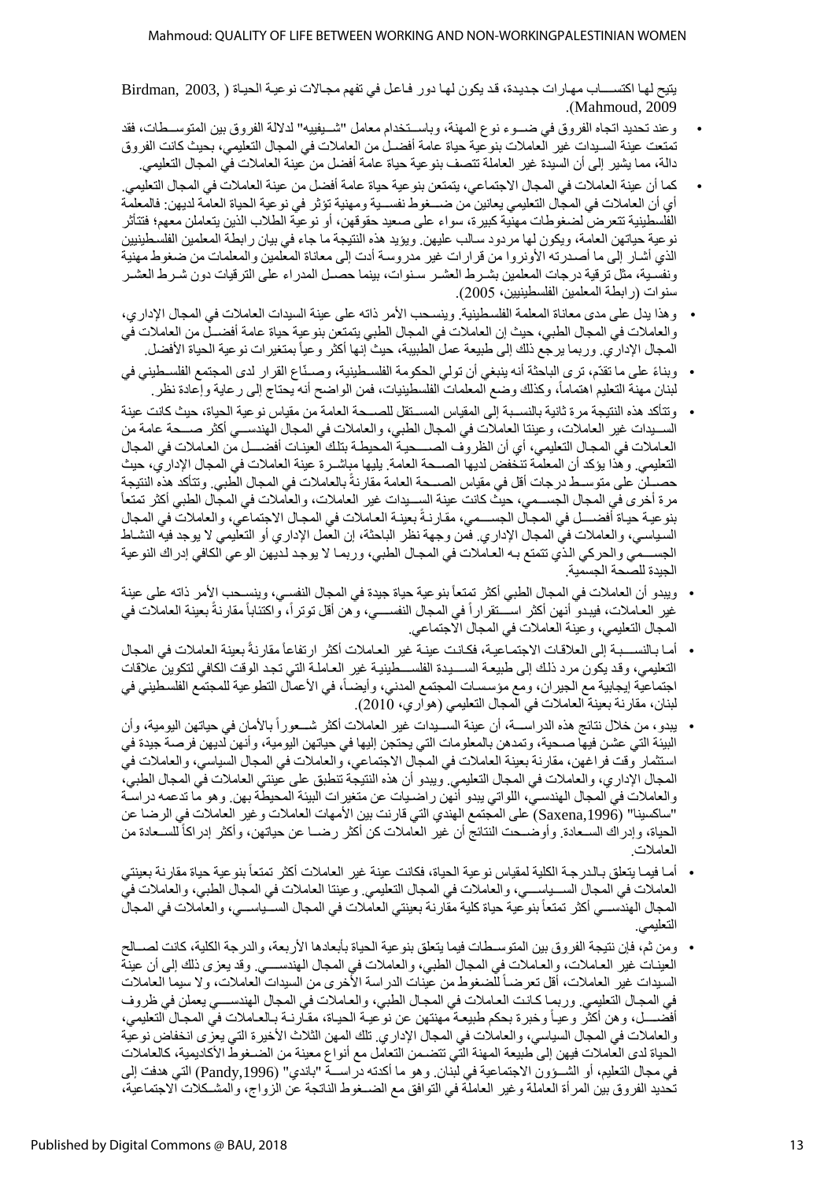يتيح لها اكتســـاب مهارات جديدة، قد يكون لها دور فاعل في تفهم مجالات نوعية الحياة (Birdman, 2003, Mahmoud, 2009).

- وعند تحديد اتجاه الفروق في ضـــوء نوع المهنة، وباســـتخدام معامل "شـــيفييه" لدلالة الفروق بين المتوســـطات، فقد تمتعت عينة السـيدات غير العاملات بنوعية حياة عامة أفضـل من العاملات في المجال التعليمي، بحيث كانت الفروق دالة، مما يشير إلى أن السيدة غير العاملة تتصف بنوعية حياة عامة أفضل من عينة العاملات في المجال التعليمي.
- كما أن عينة العاملات في المجال الاجتماعي، يتمتعن بنوعية حياة عامة أفضل من عينة العاملات في المجال التعليمي. أي أن العاملات في المجال التعليمي يعانين من ضـــغوط نفســـية ومهنية تؤثر في نوعية الحياة العامة لديهن: فالمعلمة الفلسطينية تتعرض لضغوطات مهنية كبيرة، سواء على صعيد حقوقهن، أو نوعية الطلاب الذين يتعاملن معهم؛ فتتأثر نوعية حياتهن العامة، ويكون لها مردود سالب عليهن. ويؤيد هذه النتيجة ما جاء في بيان رابطة المعلمين الفلسطينيين الذي أشار إلى ما أصدرته الأونروا من قرارات غير مدروسة أدت إلى معاناة المعلمين والمعلمات من ضغوط مهنية ونفسية، مثل ترقية درجات المعلمين بشرط العشر سنوات، بينما حصل المدراء على الترقيات دون شرط العشر سنوات (رابطة المعلمين الفلسطينيين، 2005).
- وهذا يدل على مدى معاناة المعلمة الفلسطينية. وينسحب الأمر ذاته على عينة السيدات العاملات في المجال الإداري، والعاملات في المجال الطبي، حيث إن العاملات في المجال الطبي يتمتعن بنوعية حياة عامة أفضــل من العاملات في المجال الإداري. وربما يرجع ذلك إلى طبيعة عمل الطبيبة، حيث إنها أكثر وعياً بمتغيرات نوعية الحياة الأفضل.
- وبناءً على ما تقدّم، ترى الباحثة أنه ينبغي أن تولي الحكومة الفلسـطينية، وصـنّاع القرار لدى المجتمع الفلسـطيني في لبنان مهنة التعليم اهتماماً، وكذلك وضع المعلمات الفلسطينيات، فمن الواضح أنه يحتاج إلى رعاية وإعادة نظر.
- وتتأكد هذه النتيجة مرة ثانية بالنســبة إلى المقياس المســتقل للصــحة العامة من مقياس نوعية الحياة، حيث كانت عينة الســيدات غير العاملات، وعينتا العاملات في المجال الطبي، والعاملات في المجال الهندســي أكثر صــحة عامة من العاملات في المجـال التعليمي، أي أن الظروف الصـــحيـة المحيطـة بتلك العينـات أفضـــل من العـاملات في المجال التعليمي. وهذا يؤكد أن المعلمة تنخفض لديها الصـحة العامة. يليها مباشـرة عينة العاملات في المجال الإداري، حيث حصـلن على متوسـط درجات أقل في مقياس الصـحة العامة مقارنةً بالعاملات في المجال الطبي. وتتأكد هذه النتيجة مرة أخرى في المجال الجســمي، حيث كانت عينة الســيدات غير العاملات، والعاملات في المجال الطبي أكثر تمتعاً بنوعية حياة أفضـــل في المجال الجســـمي، مقارنةً بعينة العاملات في المجال الاجتماعي، والعاملات في المجال السياسي، والعاملات في المجال الإداري. فمن وجهة نظر الباحثة، إن العمل الإداري أو التعليمي لا يوجد فيه النشاط الجســمي والحركي الذي تتمتع به العاملات في المجال الطبي، وربما لا يوجد لديهن الوعي الكافي إدراك النوعية الجيدة للصحة الجسمية.
- ويبدو أن العاملات في المجال الطبي أكثر تمتعاً بنوعية حياة جيدة في المجال النفسي، وينسحب الأمر ذاته على عينة غير العاملات، فيبدو أنهن أكثر اســتقراراً في المجال النفســي، وهن أقل توتراً، واكتئاباً مقارنةً بعينة العاملات في المجال التعليمي، وعينة العاملات في المجال الاجتماعي.
- أما بالنســبة إلى العلاقات الاجتماعية، فكانت عينة غير العاملات أكثر ارتفاعاً مقارنةً بعينة العاملات في المجال التعليمي، وقد يكون مرد ذلك إلى طبيعة الســيدة الفلســطينية غير العاملة التي تجد الوقت الكافي لتكوين علاقات اجتماعية إيجابية مع الجيران، ومع مؤسسات المجتمع المدني، وأيضاً، في الأعمال التطوعية للمجتمع الفلسطيني في لبنان، مقارنة بعينة العاملات في المجال التعليمي (هواري، 2010).
- يبدو، من خلال نتائج هذه الدراســة، أن عينة الســيدات غير العاملات أكثر شــعوراً بالأمان في حياتهن اليومية، وأن البيئة التي عشن فيها صحية، وتمدهن بالمعلومات التي يحتجن إليها في حياتهن اليومية، وأنهن لديهن فرصة جيدة في استثمار وقت فراغهن، مقارنة بعينة العاملات في المجال الاجتماعي، والعاملات في المجال السياسي، والعاملات في المجال الإداري، والعاملات في المجال التعليمي. ويبدو أن هذه النتيجة تنطبق على عينتي العاملات في المجال الطبي، والعاملات في المجال الهندسي، اللواتي يبدو أنهن راضـيات عن متغيرات البيئة المحيطة بهن. وهو ما تدعمه دراسـة "ساكسينا" (Saxena,1996) على المجتمع الهندي التي قارنت بين الأمهات العاملات وغير العاملات في الرضا عن الحياة، وإدراك السـعادة. وأوضـحت النتائج أن غير العاملات كن أكثر رضـا عن حياتهن، وأكثر إدراكاً للسـعادة من العاملات.
- أما فيما يتعلق بالدرجة الكلية لمقياس نوعية الحياة، فكانت عينة غير العاملات أكثر تمتعاً بنوعية حياة مقارنة بعينتي العاملات في المجال الســياســي، والعاملات في المجال التعليمي. وعينتا العاملات في المجال الطبي، والعاملات في المجال الهندســي أكثر تمتعاً بنوعية حياة كلية مقارنة بعينتي العاملات في المجال الســياســي، والعاملات في المجال التعليمي.
- ومن ثم، فإن نتيجة الفروق بين المتوسـطات فيما يتعلق بنوعية الحياة بأبعادها الأربعة، والدرجة الكلية، كانت لصــالح العينات غير العاملات، والعاملات في المجال الطبي، والعاملات في المجال الهندســي. وقد يعزى ذلك إلى أن عينة السيدات غير العاملات، أقل تعرضاً للضغوط من عينات الدراسة الأخرى من السيدات العاملات، ولا سيما العاملات في المجال التعليمي. وربما كانت العاملات في المجال الطبي، والعاملات في المجال الهندســي يعملن في ظروف أفضـــل، وهن أكثر وعياً وخبرة بحكم طبيعة مهنتهن عن نوعية الحياة، مقارنة بالعاملات في المجال التعليمي، والعاملات في المجال السياسي، والعاملات في المجال الإداري. تلك المهن الثلاث الأخيرة التي يعزى انخفاض نوعية الحياة لدى العاملات فيهن إلى طبيعة المهنة التي تتضمن التعامل مع أنواع معينة من الضـغوط الأكاديمية، كالعاملات في مجال التعليم، أو الشـؤون الاجتماعية في لبنان. وهو ما أكدته دراسـة "باندي" (Pandy,1996) التي هدفت إلى تحديد الفروق بين المرأة العاملة وغير العاملة في التوافق مع الضـغوط الناتجة عن الزواج، والمشـكلات الاجتماعية،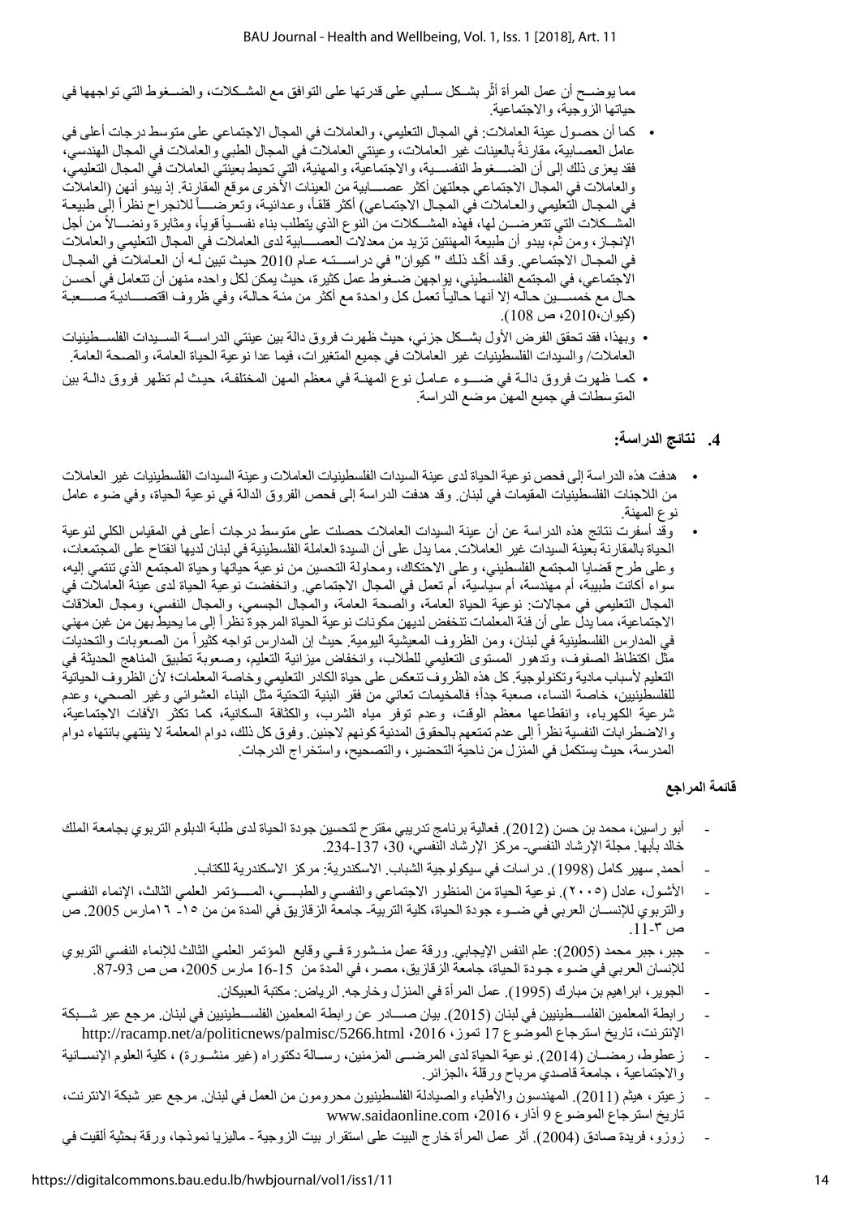مما يوضح أن عمل المرأة أثّر بشكل سلبي على قدرتها على التوافق مع المشكلات، والضغوط التي تواجهها في حياتها الزوجية، والاجتماعية.

- كما أن حصول عينة العاملات: في المجال التعليمي، والعاملات في المجال الاجتماعي على متوسط درجات أعلى في عامل العصابية، مقارنةً بالعينات غير العاملات، وعينتي العاملات في المجال الطبي والعاملات في المجال الهندسي، فقد يعزى ذلك إلى أن الضغوط النفسية، والاجتماعية، والمهنية، التي تحيط بعينتي العاملات في المجال التعليمي، والعاملات في المجال الاجتماعي جعلتهن أكثر عصابية من العينات الأخرى موقع المقارنة. إذ يبدو أنهن (العاملات في المجال التعليمي والعاملات في المجال الاجتماعي) أكثر قلقاً، وعدائية، وتعرضاً للانجراح نظراً إلى طبيعة المشكلات التي تتعرضن لها، فهذه المشكلات من النوع الذي يتطلب بناء نفسياً قوياً، ومثابرة ونضالاً من أجل الإنجاز، ومن ثم، يبدو أن طبيعة المهنتين تزيد من معدلات العصابية لدى العاملات في المجال التعليمي والعاملات في المجال الاجتماعي. وقد أكّد ذلك " كيوان" في دراسته عام 2010 حيث تبين له أن العاملات في المجال الاجتماعي، في المجتمع الفلسطيني، يواجهن ضغوط عمل كثيرة، حيث يمكن لكل واحده منهن أن تتعامل في أحسن حال مع خمسين حاله إلا أنها حالياً تعمل كل واحدة مع أكثر من مئة حالة، وفي ظروف اقتصادية صعبة (كيوان،2010، ص 108).
- وبهذا، فقد تحقق الفرض الأول بشكل جزئي، حيث ظهرت فروق دالة بين عينتي الدراسة السيدات الفلسطينيات العاملات/ والسيدات الفلسطينيات غير العاملات في جميع المتغيرات، فيما عدا نوعية الحياة العامة، والصحة العامة.
- كما ظهرت فروق دالة في ضوء عامل نوع المهنة في معظم المهن المختلفة، حيث لم تظهر فروق دالة بين المتوسطات في جميع المهن موضع الدراسة.

## 4. نتائج الدراسة:

- هدفت هذه الدراسة إلى فحص نوعية الحياة لدى عينة السيدات الفلسطينيات العاملات وعينة السيدات الفلسطينيات غير العاملات من اللاجئات الفلسطينيات المقيمات في لبنان. وقد هدفت الدراسة إلى فحص الفروق الدالة في نوعية الحياة، وفي ضوء عامل نوع المهنة.
- وقد أسفرت نتائج هذه الدراسة عن أن عينة السيدات العاملات حصلت على متوسط درجات أعلى في المقياس الكلي لنوعية الحياة بالمقارنة بعينة السيدات غير العاملات. مما يدل على أن السيدة العاملة الفلسطينية في لبنان لديها انفتاح على المجتمعات، وعلى طرح قضايا المجتمع الفلسطيني، وعلى الاحتكاك، ومحاولة التحسين من نوعية حياتها وحياة المجتمع الذي تنتمي إليه، سواء أكانت طبيبة، أم مهندسة، أم سياسية، أم تعمل في المجال الاجتماعي. وانخفضت نوعية الحياة لدى عينة العاملات في المجال التعليمي في مجالات: نوعية الحياة العامة، والصحة العامة، والمجال الجسمي، والمجال النفسي، ومجال العلاقات الاجتماعية، مما يدل على أن فئة المعلمات تنخفض لديهن مكونات نوعية الحياة المرجوة نظراً إلى ما يحيط بهن من غبن مهني في المدارس الفلسطينية في لبنان، ومن الظروف المعيشية اليومية. حيث إن المدارس تواجه كثيراً من الصعوبات والتحديات مثل اكتظاظ الصفوف، وتدهور المستوى التعليمي للطلاب، وانخفاض ميزانية التعليم، وصعوبة تطبيق المناهج الحديثة في التعليم لأسباب مادية وتكنولوجية. كل هذه الظروف تنعكس على حياة الكادر التعليمي وخاصة المعلمات؛ لأن الظروف الحياتية للفلسطينيين، خاصة النساء، صعبة جداً؛ فالمخيمات تعاني من فقر البنية التحتية مثل البناء العشوائي وغير الصحي، وعدم شرعية الكهرباء، وانقطاعها معظم الوقت، وعدم توفر مياه الشرب، والكثافة السكانية، كما تكثر الآفات الاجتماعية، والاضطرابات النفسية نظراً إلى عدم تمتعهم بالحقوق المدنية كونهم لاجئين. وفوق كل ذلك، دوام المعلمة لا ينتهي بانتهاء دوام المدرسة، حيث يستكمل في المنزل من ناحية التحضير، والتصحيح، واستخراج الدرجات.

### قائمة المراجع

- أبو راسين، محمد بن حسن (2012). فعالية برنامج تدريبي مقترح لتحسين جودة الحياة لدى طلبة الدبلوم التربوي بجامعة الملك خالد بأبها. مجلة الإرشاد النفسي- مركز الإرشاد النفسي، 30، 137-234.
- أحمد، سهير كامل (1998). دراسات في سيكولوجية الشباب. الاسكندرية: مركز الاسكندرية للكتاب.
- الأشول، عادل (٢٠٠٥). نوعية الحياة من المنظور الاجتماعي والنفسي والطبي، المؤتمر العلمي الثالث، الإنماء النفسي والتربوي للإنسان العربي في ضوء جودة الحياة، كلية التربية- جامعة الزقازيق في المدة من من ١٥- ١٦مارس 2005. ص ص ٣-11.
- جبر، جبر محمد (2005): علم النفس الإيجابي. ورقة عمل منشورة في وقايع المؤتمر العلمي الثالث للإنماء النفسي التربوي للإنسان العربي في ضوء جودة الحياة، جامعة الزقازيق، مصر، في المدة من 15-16 مارس 2005، ص ص 93-87.
- الجوير، ابراهيم بن مبارك (1995). عمل المرأة في المنزل وخارجه. الرياض: مكتبة العبيكان.
- رابطة المعلمين الفلسطينيين في لبنان (2015). بيان صادر عن رابطة المعلمين الفلسطينيين في لبنان. مرجع عبر شبكة الإنترنت، تاريخ استرجاع الموضوع 17 تموز، 2016، http://racamp.net/a/politicnews/palmisc/5266.html
- زعطوط، رمضان (2014). نوعية الحياة لدى المرضى المزمنين، رسالة دكتوراه (غير منشورة) ، كلية العلوم الإنسانية والاجتماعية ، جامعة قاصدي مرباح ورقلة ،الجزائر.
- زعيتر، هيثم (2011). المهندسون والأطباء والصيادلة الفلسطينيون محرومون من العمل في لبنان. مرجع عبر شبكة الانترنت، تاريخ استرجاع الموضوع 9 أذار، 2016، www.saidaonline.com
- زوزو، فريدة صادق (2004). أثر عمل المرأة خارج البيت على استقرار بيت الزوجية - ماليزيا نموذجا، ورقة بحثية ألقيت في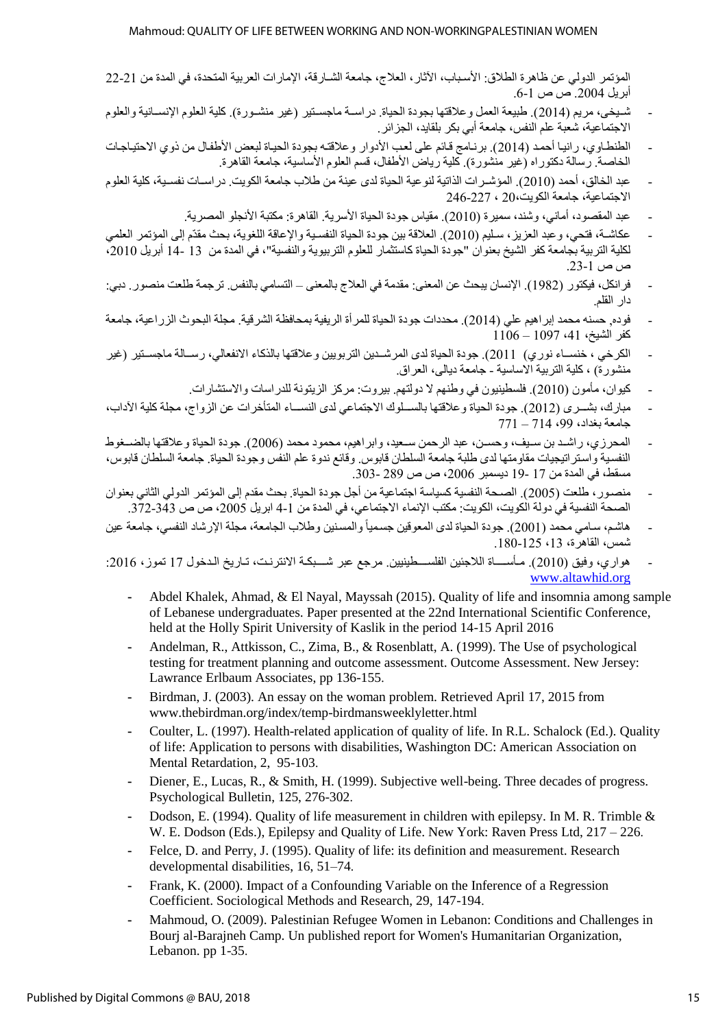المؤتمر الدولي عن ظاهرة الطلاق: الأسباب، الآثار، العلاج، جامعة الشارقة، الإمارات العربية المتحدة، في المدة من 21-22 أبريل 2004. ص ص 1-6.

- شيخي، مريم (2014). طبيعة العمل وعلاقتها بجودة الحياة. دراسة ماجستير (غير منشورة). كلية العلوم الإنسانية والعلوم الاجتماعية، شعبة علم النفس، جامعة أبي بكر بلقايد، الجزائر.
- الطنطاوي، رانيا أحمد (2014). برنامج قائم على لعب الأدوار وعلاقته بجودة الحياة لبعض الأطفال من ذوي الاحتياجات الخاصة. رسالة دكتوراه (غير منشورة). كلية رياض الأطفال، قسم العلوم الأساسية، جامعة القاهرة.
- عبد الخالق، أحمد (2010). المؤشرات الذاتية لنوعية الحياة لدى عينة من طلاب جامعة الكويت. دراسات نفسية، كلية العلوم الاجتماعية، جامعة الكويت، 20 ، 227-246
- عبد المقصود، أماني، وشند، سميرة (2010). مقياس جودة الحياة الأسرية. القاهرة: مكتبة الأنجلو المصرية.
- عكاشة، فتحي، وعبد العزيز، سليم (2010). العلاقة بين جودة الحياة النفسية والإعاقة اللغوية، بحث مقدّم إلى المؤتمر العلمي لكلية التربية بجامعة كفر الشيخ بعنوان "جودة الحياة كاستثمار للعلوم التربوية والنفسية"، في المدة من 13 -14 أبريل 2010، ص ص 1-23.
- فرانكل، فيكتور (1982). الإنسان يبحث عن المعنى: مقدمة في العلاج بالمعنى – التسامي بالنفس. ترجمة طلعت منصور. دبي: دار القلم.
- فوده, حسنه محمد إبراهيم علي (2014). محددات جودة الحياة للمرأة الريفية بمحافظة الشرقية. مجلة البحوث الزراعية، جامعة كفر الشيخ، 41، 1097 – 1106
- الكرخي ، خنساء نوري) 2011). جودة الحياة لدى المرشدين التربويين وعلاقتها بالذكاء الانفعالي، رسالة ماجستير (غير منشورة) ، كلية التربية الاساسية ـ جامعة ديالى، العراق.
- كيوان، مأمون (2010). فلسطينيون في وطنهم لا دولتهم. بيروت: مركز الزيتونة للدراسات والاستشارات.
- مبارك، بشرى (2012). جودة الحياة وعلاقتها بالسلوك الاجتماعي لدى النساء المتأخرات عن الزواج، مجلة كلية الآداب، جامعة بغداد، 99، 714 – 771
- المحرزي، راشد بن سيف، وحسن، عبد الرحمن سعيد، وابراهيم، محمود محمد (2006). جودة الحياة وعلاقتها بالضغوط النفسية واستراتيجيات مقاومتها لدى طلبة جامعة السلطان قابوس. وقائع ندوة علم النفس وجودة الحياة. جامعة السلطان قابوس، مسقط، في المدة من 17 -19 ديسمبر 2006، ص ص 289 -303.
- منصور، طلعت (2005). الصحة النفسية كسياسة اجتماعية من أجل جودة الحياة. بحث مقدم إلى المؤتمر الدولي الثاني بعنوان الصحة النفسية في دولة الكويت، الكويت: مكتب الإنماء الاجتماعي، في المدة من 1-4 ابريل 2005، ص ص 343-372.
- هاشم، سامي محمد (2001). جودة الحياة لدى المعوقين جسمياً والمسنين وطلاب الجامعة، مجلة الإرشاد النفسي، جامعة عين شمس، القاهرة، 13، 125-180.
- هواري، وفيق (2010). مأساة اللاجئين الفلسطينيين. مرجع عبر شبكة الانترنت، تاريخ الدخول 17 تموز، 2016: www.altawhid.org

- Abdel Khalek, Ahmad, & El Nayal, Mayssah (2015). Quality of life and insomnia among sample of Lebanese undergraduates. Paper presented at the 22nd International Scientific Conference, held at the Holly Spirit University of Kaslik in the period 14-15 April 2016
- Andelman, R., Attkisson, C., Zima, B., & Rosenblatt, A. (1999). The Use of psychological testing for treatment planning and outcome assessment. Outcome Assessment. New Jersey: Lawrance Erlbaum Associates, pp 136-155.
- Birdman, J. (2003). An essay on the woman problem. Retrieved April 17, 2015 from www.thebirdman.org/index/temp-birdmansweeklyletter.html
- Coulter, L. (1997). Health-related application of quality of life. In R.L. Schalock (Ed.). Quality of life: Application to persons with disabilities, Washington DC: American Association on Mental Retardation, 2, 95-103.
- Diener, E., Lucas, R., & Smith, H. (1999). Subjective well-being. Three decades of progress. Psychological Bulletin, 125, 276-302.
- Dodson, E. (1994). Quality of life measurement in children with epilepsy. In M. R. Trimble & W. E. Dodson (Eds.), Epilepsy and Quality of Life. New York: Raven Press Ltd, 217 – 226.
- Felce, D. and Perry, J. (1995). Quality of life: its definition and measurement. Research developmental disabilities, 16, 51–74.
- Frank, K. (2000). Impact of a Confounding Variable on the Inference of a Regression Coefficient. Sociological Methods and Research, 29, 147-194.
- Mahmoud, O. (2009). Palestinian Refugee Women in Lebanon: Conditions and Challenges in Bourj al-Barajneh Camp. Un published report for Women's Humanitarian Organization, Lebanon. pp 1-35.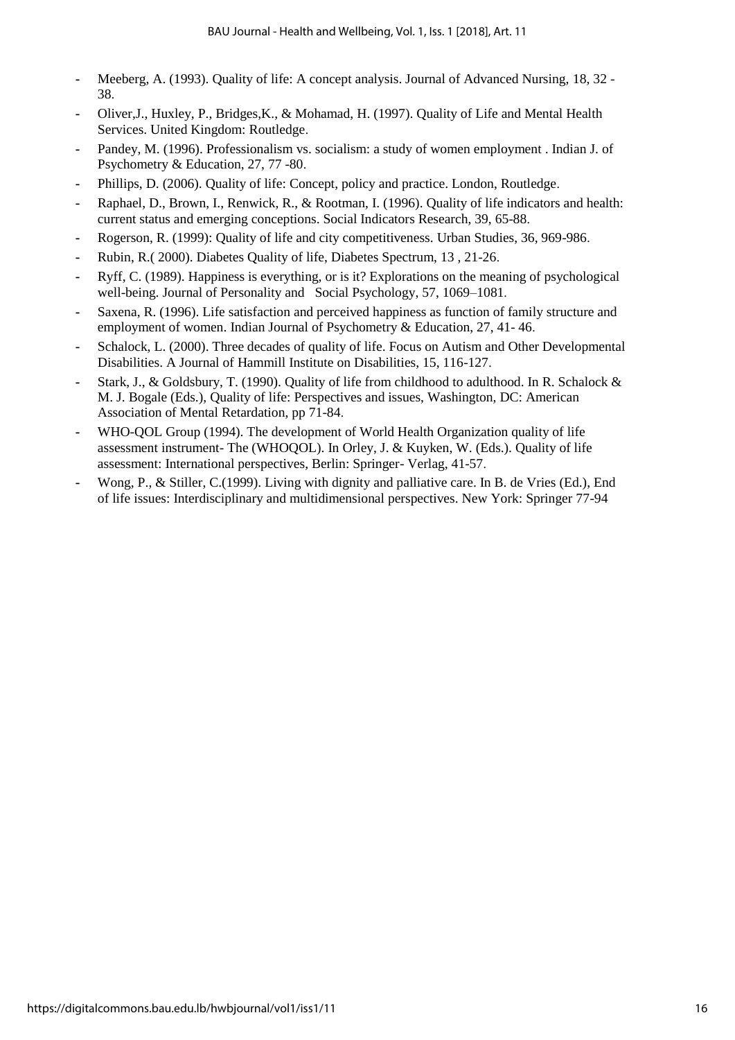- Meeberg, A. (1993). Quality of life: A concept analysis. Journal of Advanced Nursing, 18, 32 - 38.
- Oliver,J., Huxley, P., Bridges,K., & Mohamad, H. (1997). Quality of Life and Mental Health Services. United Kingdom: Routledge.
- Pandey, M. (1996). Professionalism vs. socialism: a study of women employment . Indian J. of Psychometry & Education, 27, 77 -80.
- Phillips, D. (2006). Quality of life: Concept, policy and practice. London, Routledge.
- Raphael, D., Brown, I., Renwick, R., & Rootman, I. (1996). Quality of life indicators and health: current status and emerging conceptions. Social Indicators Research, 39, 65-88.
- Rogerson, R. (1999): Quality of life and city competitiveness. Urban Studies, 36, 969-986.
- Rubin, R.( 2000). Diabetes Quality of life, Diabetes Spectrum, 13 , 21-26.
- Ryff, C. (1989). Happiness is everything, or is it? Explorations on the meaning of psychological well-being. Journal of Personality and Social Psychology, 57, 1069–1081.
- Saxena, R. (1996). Life satisfaction and perceived happiness as function of family structure and employment of women. Indian Journal of Psychometry & Education, 27, 41- 46.
- Schalock, L. (2000). Three decades of quality of life. Focus on Autism and Other Developmental Disabilities. A Journal of Hammill Institute on Disabilities, 15, 116-127.
- Stark, J., & Goldsbury, T. (1990). Quality of life from childhood to adulthood. In R. Schalock & M. J. Bogale (Eds.), Quality of life: Perspectives and issues, Washington, DC: American Association of Mental Retardation, pp 71-84.
- WHO-QOL Group (1994). The development of World Health Organization quality of life assessment instrument- The (WHOQOL). In Orley, J. & Kuyken, W. (Eds.). Quality of life assessment: International perspectives, Berlin: Springer- Verlag, 41-57.
- Wong, P., & Stiller, C.(1999). Living with dignity and palliative care. In B. de Vries (Ed.), End of life issues: Interdisciplinary and multidimensional perspectives. New York: Springer 77-94